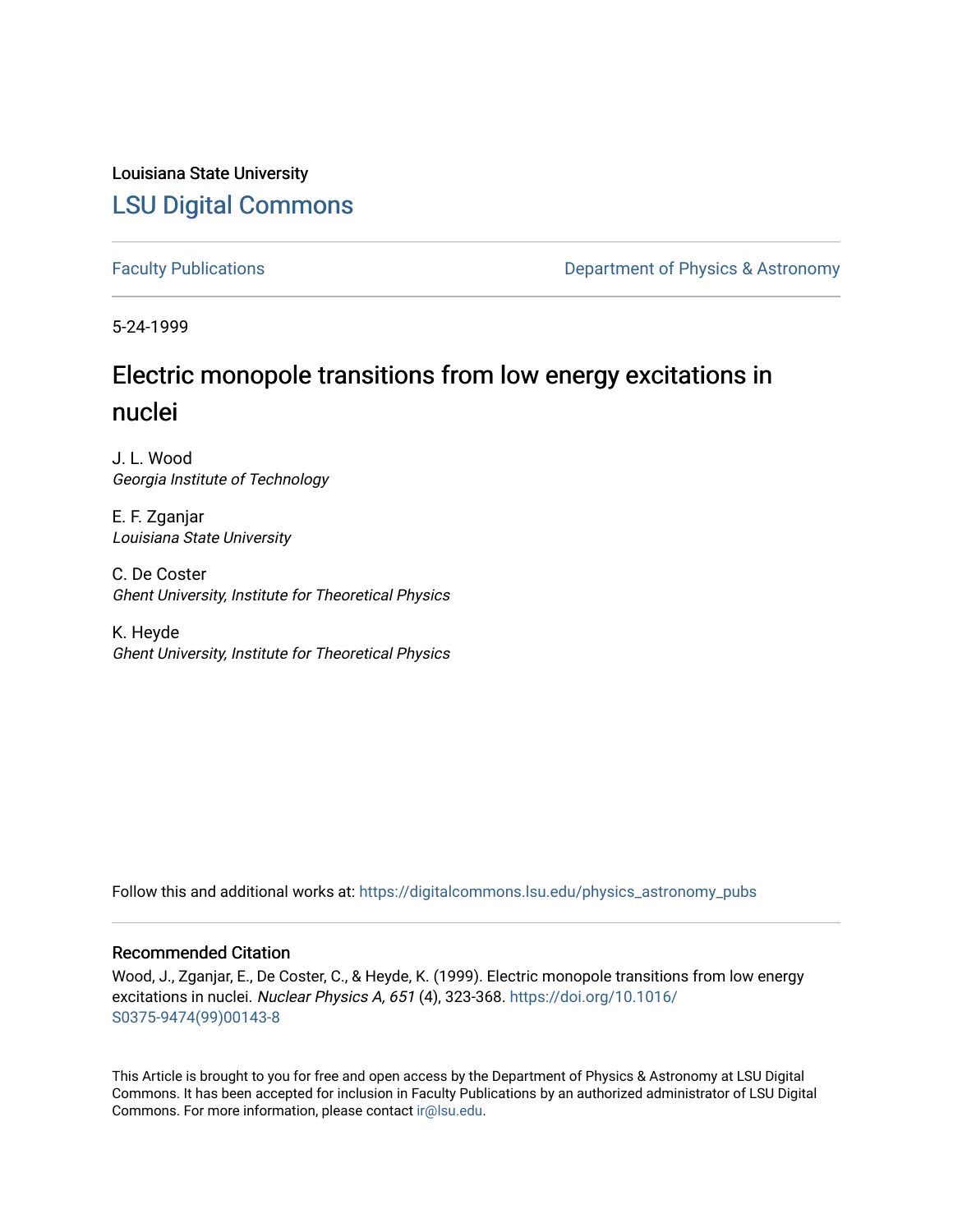Louisiana State University

[LSU Digital Commons](https://digitalcommons.lsu.edu)

Faculty Publications | Department of Physics & Astronomy

5-24-1999

# Electric monopole transitions from low energy excitations in nuclei

J. L. Wood
*Georgia Institute of Technology*

E. F. Zganjar
*Louisiana State University*

C. De Coster
*Ghent University, Institute for Theoretical Physics*

K. Heyde
*Ghent University, Institute for Theoretical Physics*

Follow this and additional works at: https://digitalcommons.lsu.edu/physics_astronomy_pubs

## Recommended Citation

Wood, J., Zganjar, E., De Coster, C., & Heyde, K. (1999). Electric monopole transitions from low energy excitations in nuclei. *Nuclear Physics A, 651* (4), 323-368. https://doi.org/10.1016/S0375-9474(99)00143-8

This Article is brought to you for free and open access by the Department of Physics & Astronomy at LSU Digital Commons. It has been accepted for inclusion in Faculty Publications by an authorized administrator of LSU Digital Commons. For more information, please contact ir@lsu.edu.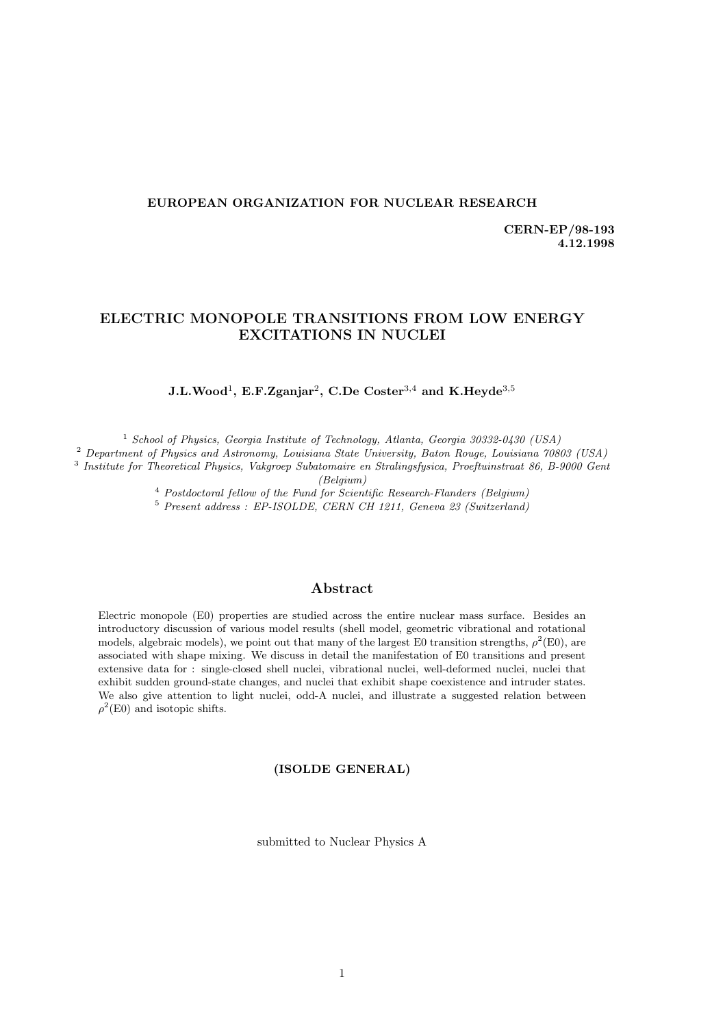**EUROPEAN ORGANIZATION FOR NUCLEAR RESEARCH**

**CERN-EP/98-193**
**4.12.1998**

# ELECTRIC MONOPOLE TRANSITIONS FROM LOW ENERGY EXCITATIONS IN NUCLEI

**J.L.Wood[1], E.F.Zganjar[2], C.De Coster[3,4] and K.Heyde[3,5]**

[1] *School of Physics, Georgia Institute of Technology, Atlanta, Georgia 30332-0430 (USA)*
[2] *Department of Physics and Astronomy, Louisiana State University, Baton Rouge, Louisiana 70803 (USA)*
[3] *Institute for Theoretical Physics, Vakgroep Subatomaire en Stralingsfysica, Proeftuinstraat 86, B-9000 Gent (Belgium)*
[4] *Postdoctoral fellow of the Fund for Scientific Research-Flanders (Belgium)*
[5] *Present address : EP-ISOLDE, CERN CH 1211, Geneva 23 (Switzerland)*

## Abstract

Electric monopole (E0) properties are studied across the entire nuclear mass surface. Besides an introductory discussion of various model results (shell model, geometric vibrational and rotational models, algebraic models), we point out that many of the largest E0 transition strengths, $\rho^2$(E0), are associated with shape mixing. We discuss in detail the manifestation of E0 transitions and present extensive data for : single-closed shell nuclei, vibrational nuclei, well-deformed nuclei, nuclei that exhibit sudden ground-state changes, and nuclei that exhibit shape coexistence and intruder states. We also give attention to light nuclei, odd-A nuclei, and illustrate a suggested relation between $\rho^2$(E0) and isotopic shifts.

**(ISOLDE GENERAL)**

submitted to Nuclear Physics A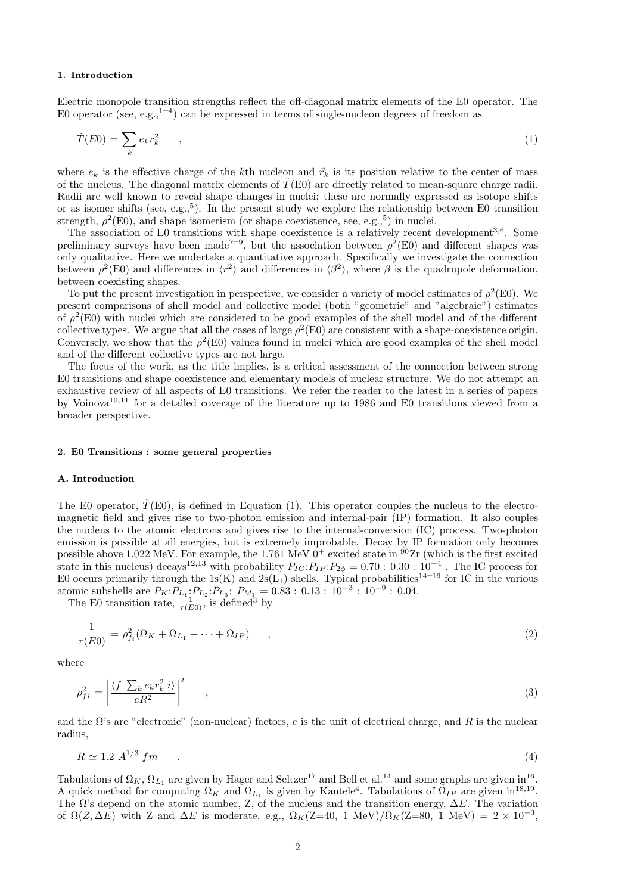## 1. Introduction

Electric monopole transition strengths reflect the off-diagonal matrix elements of the E0 operator. The E0 operator (see, e.g.,[1–4]) can be expressed in terms of single-nucleon degrees of freedom as

$$\hat{T}(E0) = \sum_k e_k r_k^2 \qquad , \tag{1}$$

where $e_k$ is the effective charge of the $k$th nucleon and $\vec{r}_k$ is its position relative to the center of mass of the nucleus. The diagonal matrix elements of $\hat{T}$(E0) are directly related to mean-square charge radii. Radii are well known to reveal shape changes in nuclei; these are normally expressed as isotope shifts or as isomer shifts (see, e.g.,[5]). In the present study we explore the relationship between E0 transition strength, $\rho^2$(E0), and shape isomerism (or shape coexistence, see, e.g.,[5]) in nuclei.

The association of E0 transitions with shape coexistence is a relatively recent development[3,6]. Some preliminary surveys have been made[7–9], but the association between $\rho^2$(E0) and different shapes was only qualitative. Here we undertake a quantitative approach. Specifically we investigate the connection between $\rho^2$(E0) and differences in $\langle r^2 \rangle$ and differences in $\langle \beta^2 \rangle$, where $\beta$ is the quadrupole deformation, between coexisting shapes.

To put the present investigation in perspective, we consider a variety of model estimates of $\rho^2$(E0). We present comparisons of shell model and collective model (both "geometric" and "algebraic") estimates of $\rho^2$(E0) with nuclei which are considered to be good examples of the shell model and of the different collective types. We argue that all the cases of large $\rho^2$(E0) are consistent with a shape-coexistence origin. Conversely, we show that the $\rho^2$(E0) values found in nuclei which are good examples of the shell model and of the different collective types are not large.

The focus of the work, as the title implies, is a critical assessment of the connection between strong E0 transitions and shape coexistence and elementary models of nuclear structure. We do not attempt an exhaustive review of all aspects of E0 transitions. We refer the reader to the latest in a series of papers by Voinova[10,11] for a detailed coverage of the literature up to 1986 and E0 transitions viewed from a broader perspective.

## 2. E0 Transitions : some general properties

### A. Introduction

The E0 operator, $\hat{T}$(E0), is defined in Equation (1). This operator couples the nucleus to the electromagnetic field and gives rise to two-photon emission and internal-pair (IP) formation. It also couples the nucleus to the atomic electrons and gives rise to the internal-conversion (IC) process. Two-photon emission is possible at all energies, but is extremely improbable. Decay by IP formation only becomes possible above 1.022 MeV. For example, the 1.761 MeV $0^+$ excited state in $^{90}$Zr (which is the first excited state in this nucleus) decays[12,13] with probability $P_{IC}$:$P_{IP}$:$P_{2\phi}$ = 0.70 : 0.30 : $10^{-4}$ . The IC process for E0 occurs primarily through the 1s(K) and 2s($L_1$) shells. Typical probabilities[14–16] for IC in the various atomic subshells are $P_K$:$P_{L_1}$:$P_{L_2}$:$P_{L_3}$: $P_{M_1}$ = 0.83 : 0.13 : $10^{-3}$ : $10^{-9}$ : 0.04.

The E0 transition rate, $\frac{1}{\tau(E0)}$, is defined[3] by

$$\frac{1}{\tau(E0)} = \rho_{f_i}^2(\Omega_K + \Omega_{L_1} + \cdots + \Omega_{IP}) \qquad , \tag{2}$$

where

$$\rho_{fi}^2 = \left| \frac{\langle f | \sum_k e_k r_k^2 | i \rangle}{eR^2} \right|^2 \qquad , \tag{3}$$

and the $\Omega$'s are "electronic" (non-nuclear) factors, $e$ is the unit of electrical charge, and $R$ is the nuclear radius,

$$R \simeq 1.2\ A^{1/3}\ fm \qquad . \tag{4}$$

Tabulations of $\Omega_K$, $\Omega_{L_1}$ are given by Hager and Seltzer[17] and Bell et al.[14] and some graphs are given in[16]. A quick method for computing $\Omega_K$ and $\Omega_{L_1}$ is given by Kantele[4]. Tabulations of $\Omega_{IP}$ are given in[18,19]. The $\Omega$'s depend on the atomic number, Z, of the nucleus and the transition energy, $\Delta E$. The variation of $\Omega(Z, \Delta E)$ with Z and $\Delta E$ is moderate, e.g., $\Omega_K$(Z=40, 1 MeV)/$\Omega_K$(Z=80, 1 MeV) = $2 \times 10^{-3}$,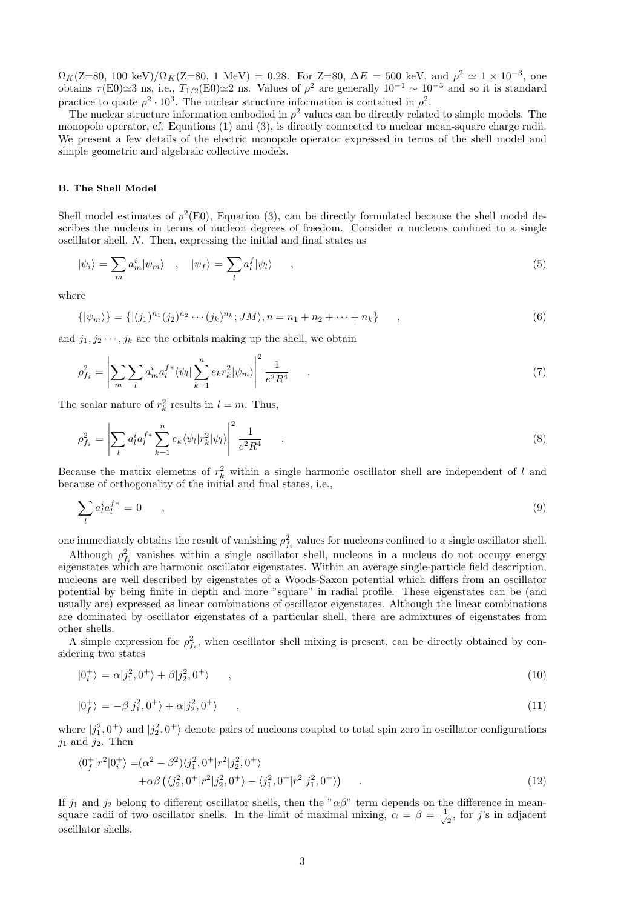$\Omega_K$(Z=80, 100 keV)/$\Omega_K$(Z=80, 1 MeV) = 0.28. For Z=80, $\Delta E$ = 500 keV, and $\rho^2 \simeq 1 \times 10^{-3}$, one obtains $\tau$(E0)$\simeq$3 ns, i.e., $T_{1/2}$(E0)$\simeq$2 ns. Values of $\rho^2$ are generally $10^{-1} \sim 10^{-3}$ and so it is standard practice to quote $\rho^2 \cdot 10^3$. The nuclear structure information is contained in $\rho^2$.

The nuclear structure information embodied in $\rho^2$ values can be directly related to simple models. The monopole operator, cf. Equations (1) and (3), is directly connected to nuclear mean-square charge radii. We present a few details of the electric monopole operator expressed in terms of the shell model and simple geometric and algebraic collective models.

### B. The Shell Model

Shell model estimates of $\rho^2$(E0), Equation (3), can be directly formulated because the shell model describes the nucleus in terms of nucleon degrees of freedom. Consider $n$ nucleons confined to a single oscillator shell, $N$. Then, expressing the initial and final states as

$$|\psi_i\rangle = \sum_m a_m^i |\psi_m\rangle \quad , \quad |\psi_f\rangle = \sum_l a_l^f |\psi_l\rangle \quad , \tag{5}$$

where

$$\{|\psi_m\rangle\} = \{|(j_1)^{n_1}(j_2)^{n_2} \cdots (j_k)^{n_k}; JM\rangle, n = n_1 + n_2 + \cdots + n_k\} \quad , \tag{6}$$

and $j_1, j_2 \cdots, j_k$ are the orbitals making up the shell, we obtain

$$\rho_{f_i}^2 = \left| \sum_m \sum_l a_m^i a_l^{f*} \langle \psi_l | \sum_{k=1}^n e_k r_k^2 |\psi_m\rangle \right|^2 \frac{1}{e^2 R^4} \quad . \tag{7}$$

The scalar nature of $r_k^2$ results in $l = m$. Thus,

$$\rho_{f_i}^2 = \left| \sum_l a_l^i a_l^{f*} \sum_{k=1}^n e_k \langle \psi_l | r_k^2 | \psi_l \rangle \right|^2 \frac{1}{e^2 R^4} \quad . \tag{8}$$

Because the matrix elemetns of $r_k^2$ within a single harmonic oscillator shell are independent of $l$ and because of orthogonality of the initial and final states, i.e.,

$$\sum_l a_l^i a_l^{f*} = 0 \quad , \tag{9}$$

one immediately obtains the result of vanishing $\rho_{f_i}^2$ values for nucleons confined to a single oscillator shell.

Although $\rho_{f_i}^2$ vanishes within a single oscillator shell, nucleons in a nucleus do not occupy energy eigenstates which are harmonic oscillator eigenstates. Within an average single-particle field description, nucleons are well described by eigenstates of a Woods-Saxon potential which differs from an oscillator potential by being finite in depth and more "square" in radial profile. These eigenstates can be (and usually are) expressed as linear combinations of oscillator eigenstates. Although the linear combinations are dominated by oscillator eigenstates of a particular shell, there are admixtures of eigenstates from other shells.

A simple expression for $\rho_{f_i}^2$, when oscillator shell mixing is present, can be directly obtained by considering two states

$$|0_i^+\rangle = \alpha |j_1^2, 0^+\rangle + \beta |j_2^2, 0^+\rangle \quad , \tag{10}$$

$$|0_f^+\rangle = -\beta |j_1^2, 0^+\rangle + \alpha |j_2^2, 0^+\rangle \quad , \tag{11}$$

where $|j_1^2, 0^+\rangle$ and $|j_2^2, 0^+\rangle$ denote pairs of nucleons coupled to total spin zero in oscillator configurations $j_1$ and $j_2$. Then

$$\begin{aligned} \langle 0_f^+ | r^2 | 0_i^+ \rangle =& (\alpha^2 - \beta^2) \langle j_1^2, 0^+ | r^2 | j_2^2, 0^+ \rangle \\ &+ \alpha\beta \left( \langle j_2^2, 0^+ | r^2 | j_2^2, 0^+ \rangle - \langle j_1^2, 0^+ | r^2 | j_1^2, 0^+ \rangle \right) \quad . \end{aligned} \tag{12}$$

If $j_1$ and $j_2$ belong to different oscillator shells, then the "$\alpha\beta$" term depends on the difference in mean-square radii of two oscillator shells. In the limit of maximal mixing, $\alpha = \beta = \frac{1}{\sqrt{2}}$, for $j$'s in adjacent oscillator shells,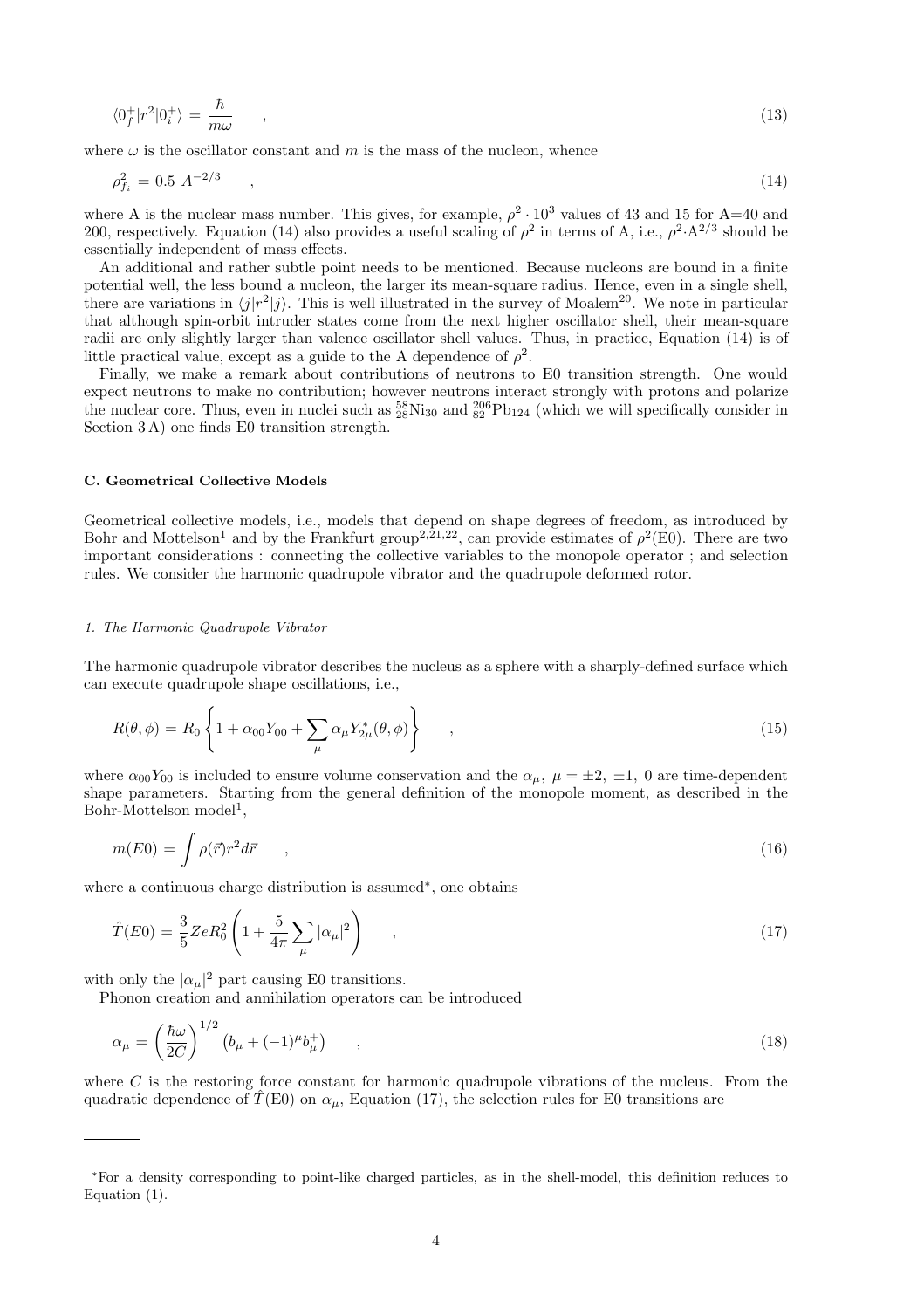$$\langle 0^+_f | r^2 | 0^+_i \rangle = \frac{\hbar}{m\omega} \qquad , \tag{13}$$

where $\omega$ is the oscillator constant and $m$ is the mass of the nucleon, whence

$$\rho^2_{f_i} = 0.5 \; A^{-2/3} \qquad , \tag{14}$$

where A is the nuclear mass number. This gives, for example, $\rho^2 \cdot 10^3$ values of 43 and 15 for A=40 and 200, respectively. Equation (14) also provides a useful scaling of $\rho^2$ in terms of A, i.e., $\rho^2 \cdot \mathrm{A}^{2/3}$ should be essentially independent of mass effects.

An additional and rather subtle point needs to be mentioned. Because nucleons are bound in a finite potential well, the less bound a nucleon, the larger its mean-square radius. Hence, even in a single shell, there are variations in $\langle j|r^2|j\rangle$. This is well illustrated in the survey of Moalem[20]. We note in particular that although spin-orbit intruder states come from the next higher oscillator shell, their mean-square radii are only slightly larger than valence oscillator shell values. Thus, in practice, Equation (14) is of little practical value, except as a guide to the A dependence of $\rho^2$.

Finally, we make a remark about contributions of neutrons to E0 transition strength. One would expect neutrons to make no contribution; however neutrons interact strongly with protons and polarize the nuclear core. Thus, even in nuclei such as $^{58}_{28}\mathrm{Ni}_{30}$ and $^{206}_{82}\mathrm{Pb}_{124}$ (which we will specifically consider in Section 3 A) one finds E0 transition strength.

### C. Geometrical Collective Models

Geometrical collective models, i.e., models that depend on shape degrees of freedom, as introduced by Bohr and Mottelson[1] and by the Frankfurt group[2,21,22], can provide estimates of $\rho^2(\mathrm{E0})$. There are two important considerations : connecting the collective variables to the monopole operator ; and selection rules. We consider the harmonic quadrupole vibrator and the quadrupole deformed rotor.

#### *1. The Harmonic Quadrupole Vibrator*

The harmonic quadrupole vibrator describes the nucleus as a sphere with a sharply-defined surface which can execute quadrupole shape oscillations, i.e.,

$$R(\theta,\phi) = R_0 \left\{ 1 + \alpha_{00} Y_{00} + \sum_{\mu} \alpha_{\mu} Y^*_{2\mu}(\theta,\phi) \right\} \qquad , \tag{15}$$

where $\alpha_{00}Y_{00}$ is included to ensure volume conservation and the $\alpha_\mu$, $\mu = \pm 2, \pm 1, 0$ are time-dependent shape parameters. Starting from the general definition of the monopole moment, as described in the Bohr-Mottelson model[1],

$$m(E0) = \int \rho(\vec{r}) r^2 d\vec{r} \qquad , \tag{16}$$

where a continuous charge distribution is assumed*, one obtains

$$\hat{T}(E0) = \frac{3}{5} ZeR_0^2 \left( 1 + \frac{5}{4\pi} \sum_{\mu} |\alpha_\mu|^2 \right) \qquad , \tag{17}$$

with only the $|\alpha_\mu|^2$ part causing E0 transitions.

Phonon creation and annihilation operators can be introduced

$$\alpha_\mu = \left( \frac{\hbar\omega}{2C} \right)^{1/2} \left( b_\mu + (-1)^\mu b^+_\mu \right) \qquad , \tag{18}$$

where $C$ is the restoring force constant for harmonic quadrupole vibrations of the nucleus. From the quadratic dependence of $\hat{T}(\mathrm{E0})$ on $\alpha_\mu$, Equation (17), the selection rules for E0 transitions are

---

*For a density corresponding to point-like charged particles, as in the shell-model, this definition reduces to Equation (1).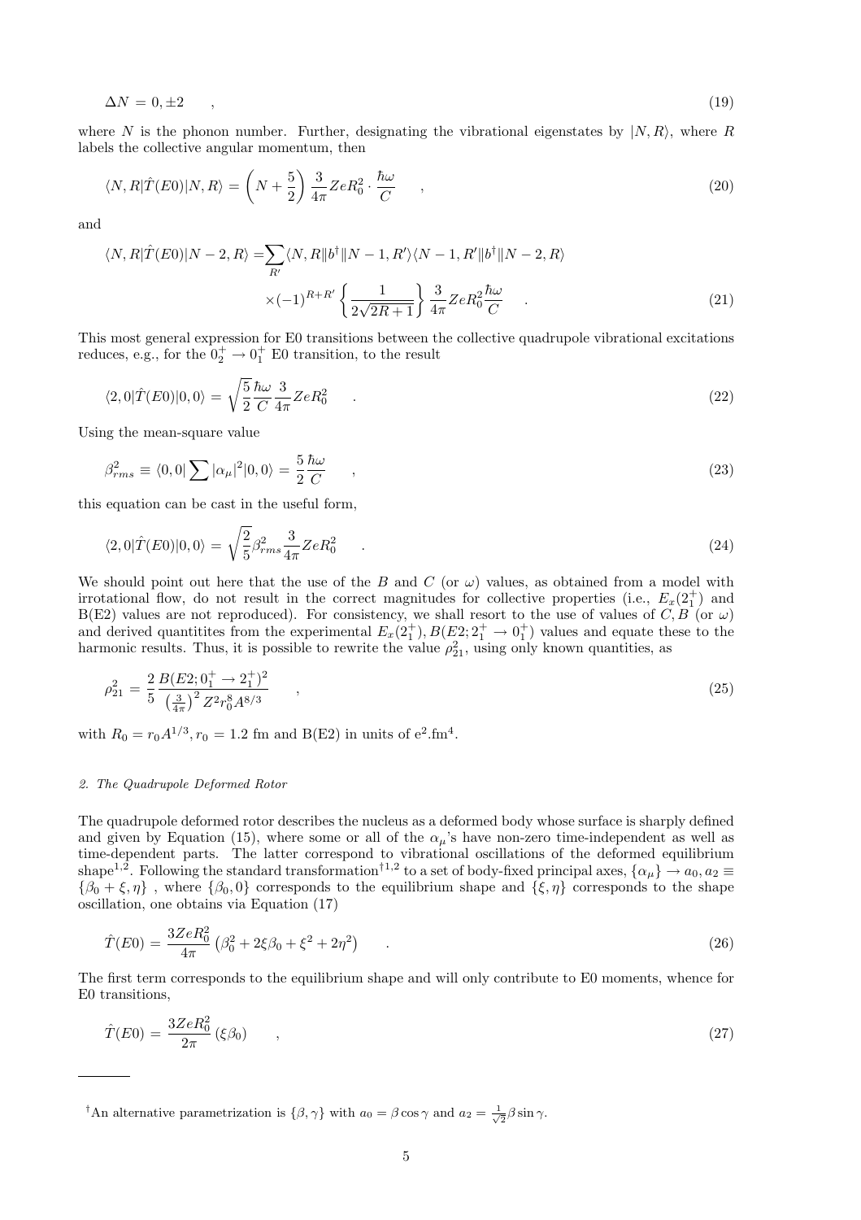$$\Delta N = 0, \pm 2 \quad , \tag{19}$$

where $N$ is the phonon number. Further, designating the vibrational eigenstates by $|N, R\rangle$, where $R$ labels the collective angular momentum, then

$$\langle N, R|\hat{T}(E0)|N, R\rangle = \left(N + \frac{5}{2}\right) \frac{3}{4\pi} ZeR_0^2 \cdot \frac{\hbar\omega}{C} \quad , \tag{20}$$

and

$$\begin{aligned}\langle N, R|\hat{T}(E0)|N-2, R\rangle = &\sum_{R'} \langle N, R\|b^\dagger\|N-1, R'\rangle\langle N-1, R'\|b^\dagger\|N-2, R\rangle \\ &\times(-1)^{R+R'} \left\{\frac{1}{2\sqrt{2R+1}}\right\} \frac{3}{4\pi} ZeR_0^2 \frac{\hbar\omega}{C} \quad .\end{aligned} \tag{21}$$

This most general expression for E0 transitions between the collective quadrupole vibrational excitations reduces, e.g., for the $0_2^+ \to 0_1^+$ E0 transition, to the result

$$\langle 2, 0|\hat{T}(E0)|0, 0\rangle = \sqrt{\frac{5}{2}} \frac{\hbar\omega}{C} \frac{3}{4\pi} ZeR_0^2 \quad . \tag{22}$$

Using the mean-square value

$$\beta_{rms}^2 \equiv \langle 0, 0|\sum |\alpha_\mu|^2|0, 0\rangle = \frac{5}{2}\frac{\hbar\omega}{C} \quad , \tag{23}$$

this equation can be cast in the useful form,

$$\langle 2, 0|\hat{T}(E0)|0, 0\rangle = \sqrt{\frac{2}{5}} \beta_{rms}^2 \frac{3}{4\pi} ZeR_0^2 \quad . \tag{24}$$

We should point out here that the use of the $B$ and $C$ (or $\omega$) values, as obtained from a model with irrotational flow, do not result in the correct magnitudes for collective properties (i.e., $E_x(2_1^+)$ and B(E2) values are not reproduced). For consistency, we shall resort to the use of values of $C, B$ (or $\omega$) and derived quantitites from the experimental $E_x(2_1^+), B(E2; 2_1^+ \to 0_1^+)$ values and equate these to the harmonic results. Thus, it is possible to rewrite the value $\rho_{21}^2$, using only known quantities, as

$$\rho_{21}^2 = \frac{2}{5} \frac{B(E2; 0_1^+ \to 2_1^+)^2}{\left(\frac{3}{4\pi}\right)^2 Z^2 r_0^8 A^{8/3}} \quad , \tag{25}$$

with $R_0 = r_0 A^{1/3}, r_0 = 1.2$ fm and B(E2) in units of $e^2.\mathrm{fm}^4$.

### 2. The Quadrupole Deformed Rotor

The quadrupole deformed rotor describes the nucleus as a deformed body whose surface is sharply defined and given by Equation (15), where some or all of the $\alpha_\mu$'s have non-zero time-independent as well as time-dependent parts. The latter correspond to vibrational oscillations of the deformed equilibrium shape[1,2]. Following the standard transformation[†1,2] to a set of body-fixed principal axes, $\{\alpha_\mu\} \to a_0, a_2 \equiv \{\beta_0 + \xi, \eta\}$ , where $\{\beta_0, 0\}$ corresponds to the equilibrium shape and $\{\xi, \eta\}$ corresponds to the shape oscillation, one obtains via Equation (17)

$$\hat{T}(E0) = \frac{3ZeR_0^2}{4\pi}\left(\beta_0^2 + 2\xi\beta_0 + \xi^2 + 2\eta^2\right) \quad . \tag{26}$$

The first term corresponds to the equilibrium shape and will only contribute to E0 moments, whence for E0 transitions,

$$\hat{T}(E0) = \frac{3ZeR_0^2}{2\pi}(\xi\beta_0) \quad , \tag{27}$$

---

[†] An alternative parametrization is $\{\beta, \gamma\}$ with $a_0 = \beta\cos\gamma$ and $a_2 = \frac{1}{\sqrt{2}}\beta\sin\gamma$.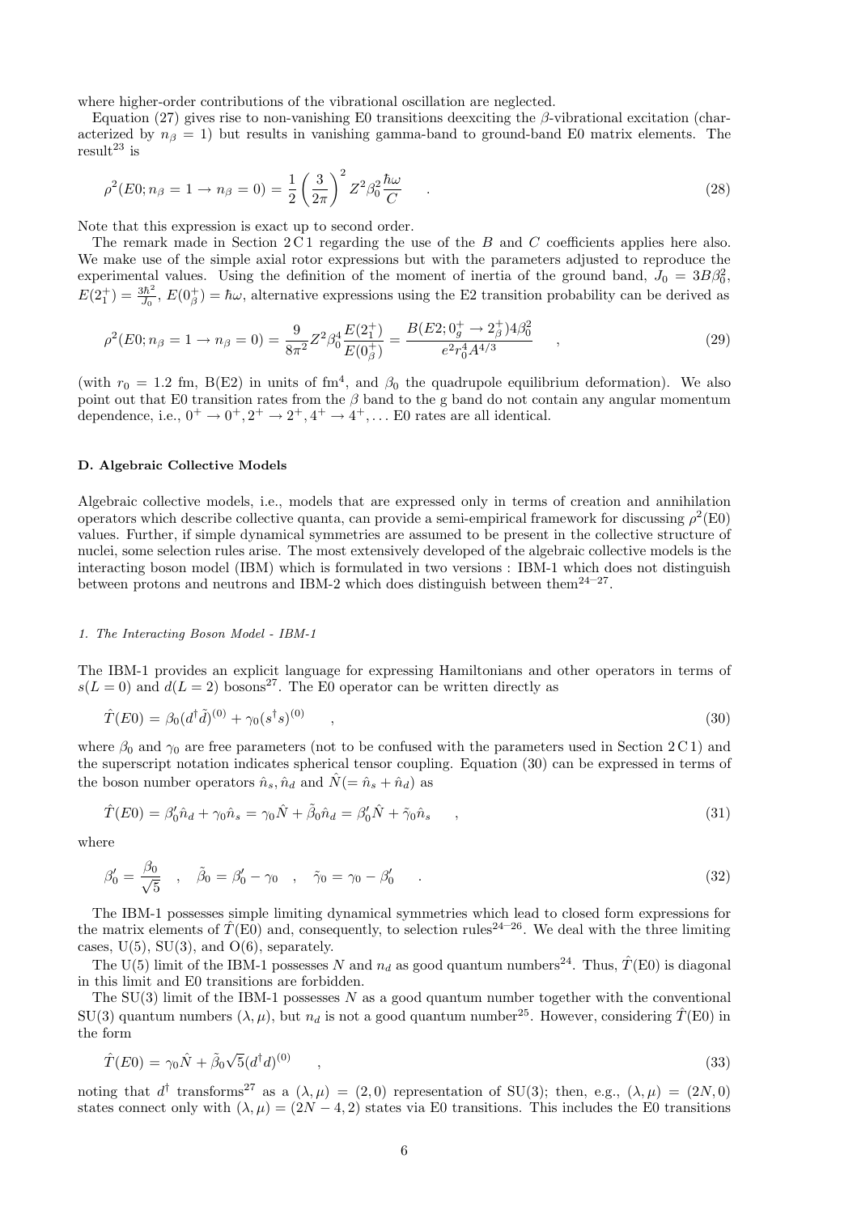where higher-order contributions of the vibrational oscillation are neglected.

Equation (27) gives rise to non-vanishing E0 transitions deexciting the $\beta$-vibrational excitation (characterized by $n_\beta = 1$) but results in vanishing gamma-band to ground-band E0 matrix elements. The result[23] is

$$\rho^2(E0; n_\beta = 1 \rightarrow n_\beta = 0) = \frac{1}{2}\left(\frac{3}{2\pi}\right)^2 Z^2 \beta_0^2 \frac{\hbar\omega}{C} \quad . \tag{28}$$

Note that this expression is exact up to second order.

The remark made in Section 2 C 1 regarding the use of the $B$ and $C$ coefficients applies here also. We make use of the simple axial rotor expressions but with the parameters adjusted to reproduce the experimental values. Using the definition of the moment of inertia of the ground band, $J_0 = 3B\beta_0^2$, $E(2_1^+) = \frac{3\hbar^2}{J_0}$, $E(0_\beta^+) = \hbar\omega$, alternative expressions using the E2 transition probability can be derived as

$$\rho^2(E0; n_\beta = 1 \rightarrow n_\beta = 0) = \frac{9}{8\pi^2} Z^2 \beta_0^4 \frac{E(2_1^+)}{E(0_\beta^+)} = \frac{B(E2; 0_g^+ \rightarrow 2_\beta^+) 4\beta_0^2}{e^2 r_0^4 A^{4/3}} \quad , \tag{29}$$

(with $r_0 = 1.2$ fm, B(E2) in units of fm$^4$, and $\beta_0$ the quadrupole equilibrium deformation). We also point out that E0 transition rates from the $\beta$ band to the g band do not contain any angular momentum dependence, i.e., $0^+ \rightarrow 0^+, 2^+ \rightarrow 2^+, 4^+ \rightarrow 4^+, \ldots$ E0 rates are all identical.

### D. Algebraic Collective Models

Algebraic collective models, i.e., models that are expressed only in terms of creation and annihilation operators which describe collective quanta, can provide a semi-empirical framework for discussing $\rho^2$(E0) values. Further, if simple dynamical symmetries are assumed to be present in the collective structure of nuclei, some selection rules arise. The most extensively developed of the algebraic collective models is the interacting boson model (IBM) which is formulated in two versions : IBM-1 which does not distinguish between protons and neutrons and IBM-2 which does distinguish between them[24–27].

#### *1. The Interacting Boson Model - IBM-1*

The IBM-1 provides an explicit language for expressing Hamiltonians and other operators in terms of $s(L = 0)$ and $d(L = 2)$ bosons[27]. The E0 operator can be written directly as

$$\hat{T}(E0) = \beta_0 (d^\dagger \tilde{d})^{(0)} + \gamma_0 (s^\dagger s)^{(0)} \quad , \tag{30}$$

where $\beta_0$ and $\gamma_0$ are free parameters (not to be confused with the parameters used in Section 2 C 1) and the superscript notation indicates spherical tensor coupling. Equation (30) can be expressed in terms of the boson number operators $\hat{n}_s, \hat{n}_d$ and $\hat{N} (= \hat{n}_s + \hat{n}_d)$ as

$$\hat{T}(E0) = \beta_0' \hat{n}_d + \gamma_0 \hat{n}_s = \gamma_0 \hat{N} + \tilde{\beta}_0 \hat{n}_d = \beta_0' \hat{N} + \tilde{\gamma}_0 \hat{n}_s \quad , \tag{31}$$

where

$$\beta_0' = \frac{\beta_0}{\sqrt{5}} \quad , \quad \tilde{\beta}_0 = \beta_0' - \gamma_0 \quad , \quad \tilde{\gamma}_0 = \gamma_0 - \beta_0' \quad . \tag{32}$$

The IBM-1 possesses simple limiting dynamical symmetries which lead to closed form expressions for the matrix elements of $\hat{T}$(E0) and, consequently, to selection rules[24–26]. We deal with the three limiting cases, U(5), SU(3), and O(6), separately.

The U(5) limit of the IBM-1 possesses $N$ and $n_d$ as good quantum numbers[24]. Thus, $\hat{T}$(E0) is diagonal in this limit and E0 transitions are forbidden.

The SU(3) limit of the IBM-1 possesses $N$ as a good quantum number together with the conventional SU(3) quantum numbers $(\lambda, \mu)$, but $n_d$ is not a good quantum number[25]. However, considering $\hat{T}$(E0) in the form

$$\hat{T}(E0) = \gamma_0 \hat{N} + \tilde{\beta}_0 \sqrt{5} (d^\dagger d)^{(0)} \quad , \tag{33}$$

noting that $d^\dagger$ transforms[27] as a $(\lambda, \mu) = (2, 0)$ representation of SU(3); then, e.g., $(\lambda, \mu) = (2N, 0)$ states connect only with $(\lambda, \mu) = (2N - 4, 2)$ states via E0 transitions. This includes the E0 transitions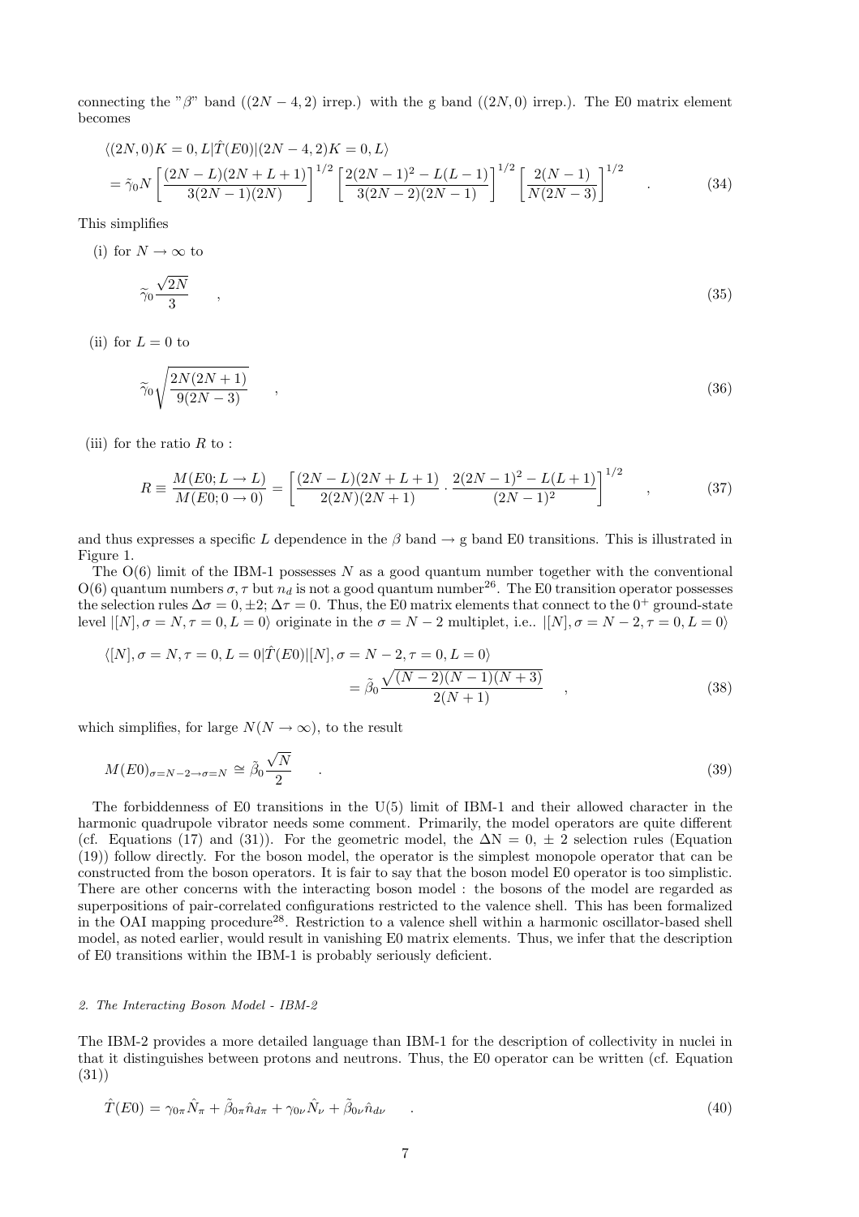connecting the "$\beta$" band ($(2N-4,2)$ irrep.) with the g band ($(2N,0)$ irrep.). The E0 matrix element becomes

$$\langle (2N,0)K=0,L|\hat{T}(E0)|(2N-4,2)K=0,L\rangle$$
$$=\tilde{\gamma}_0 N\left[\frac{(2N-L)(2N+L+1)}{3(2N-1)(2N)}\right]^{1/2}\left[\frac{2(2N-1)^2-L(L-1)}{3(2N-2)(2N-1)}\right]^{1/2}\left[\frac{2(N-1)}{N(2N-3)}\right]^{1/2} \quad . \tag{34}$$

This simplifies

(i) for $N\to\infty$ to

$$\widetilde{\gamma}_0\frac{\sqrt{2N}}{3} \quad , \tag{35}$$

(ii) for $L=0$ to

$$\widetilde{\gamma}_0\sqrt{\frac{2N(2N+1)}{9(2N-3)}} \quad , \tag{36}$$

(iii) for the ratio $R$ to :

$$R\equiv\frac{M(E0;L\to L)}{M(E0;0\to 0)}=\left[\frac{(2N-L)(2N+L+1)}{2(2N)(2N+1)}\cdot\frac{2(2N-1)^2-L(L+1)}{(2N-1)^2}\right]^{1/2} \quad , \tag{37}$$

and thus expresses a specific $L$ dependence in the $\beta$ band $\to$ g band E0 transitions. This is illustrated in Figure 1.

The O(6) limit of the IBM-1 possesses $N$ as a good quantum number together with the conventional O(6) quantum numbers $\sigma,\tau$ but $n_d$ is not a good quantum number[26]. The E0 transition operator possesses the selection rules $\Delta\sigma=0,\pm 2$; $\Delta\tau=0$. Thus, the E0 matrix elements that connect to the $0^+$ ground-state level $|[N],\sigma=N,\tau=0,L=0\rangle$ originate in the $\sigma=N-2$ multiplet, i.e.. $|[N],\sigma=N-2,\tau=0,L=0\rangle$

$$\langle [N],\sigma=N,\tau=0,L=0|\hat{T}(E0)|[N],\sigma=N-2,\tau=0,L=0\rangle$$
$$=\tilde{\beta}_0\frac{\sqrt{(N-2)(N-1)(N+3)}}{2(N+1)} \quad , \tag{38}$$

which simplifies, for large $N (N\to\infty)$, to the result

$$M(E0)_{\sigma=N-2\to\sigma=N}\cong\tilde{\beta}_0\frac{\sqrt{N}}{2} \quad . \tag{39}$$

The forbiddenness of E0 transitions in the U(5) limit of IBM-1 and their allowed character in the harmonic quadrupole vibrator needs some comment. Primarily, the model operators are quite different (cf. Equations (17) and (31)). For the geometric model, the $\Delta N=0,\pm 2$ selection rules (Equation (19)) follow directly. For the boson model, the operator is the simplest monopole operator that can be constructed from the boson operators. It is fair to say that the boson model E0 operator is too simplistic. There are other concerns with the interacting boson model : the bosons of the model are regarded as superpositions of pair-correlated configurations restricted to the valence shell. This has been formalized in the OAI mapping procedure[28]. Restriction to a valence shell within a harmonic oscillator-based shell model, as noted earlier, would result in vanishing E0 matrix elements. Thus, we infer that the description of E0 transitions within the IBM-1 is probably seriously deficient.

### *2. The Interacting Boson Model - IBM-2*

The IBM-2 provides a more detailed language than IBM-1 for the description of collectivity in nuclei in that it distinguishes between protons and neutrons. Thus, the E0 operator can be written (cf. Equation (31))

$$\hat{T}(E0)=\gamma_{0\pi}\hat{N}_\pi+\tilde{\beta}_{0\pi}\hat{n}_{d\pi}+\gamma_{0\nu}\hat{N}_\nu+\tilde{\beta}_{0\nu}\hat{n}_{d\nu} \quad . \tag{40}$$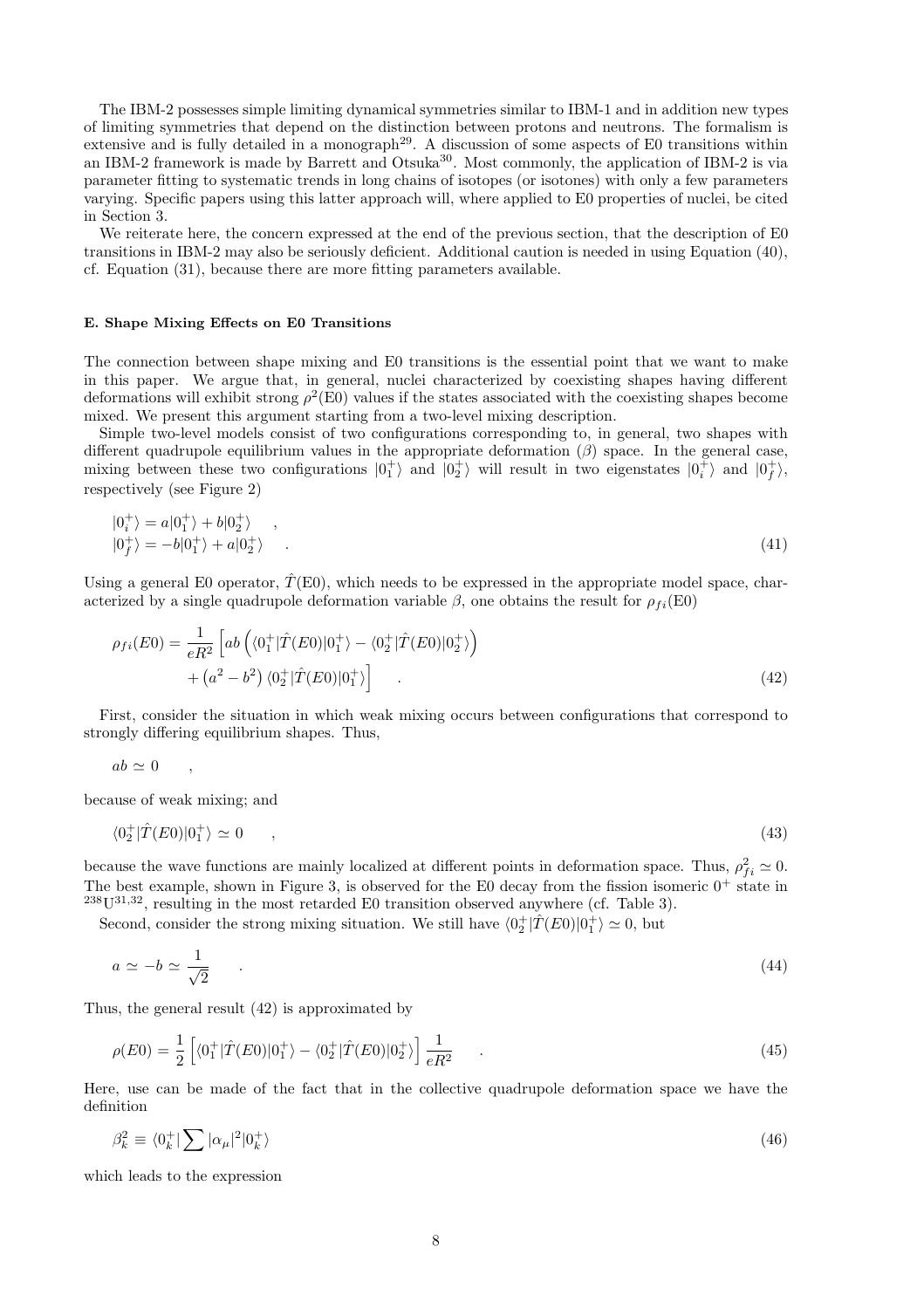The IBM-2 possesses simple limiting dynamical symmetries similar to IBM-1 and in addition new types of limiting symmetries that depend on the distinction between protons and neutrons. The formalism is extensive and is fully detailed in a monograph[29]. A discussion of some aspects of E0 transitions within an IBM-2 framework is made by Barrett and Otsuka[30]. Most commonly, the application of IBM-2 is via parameter fitting to systematic trends in long chains of isotopes (or isotones) with only a few parameters varying. Specific papers using this latter approach will, where applied to E0 properties of nuclei, be cited in Section 3.

We reiterate here, the concern expressed at the end of the previous section, that the description of E0 transitions in IBM-2 may also be seriously deficient. Additional caution is needed in using Equation (40), cf. Equation (31), because there are more fitting parameters available.

#### E. Shape Mixing Effects on E0 Transitions

The connection between shape mixing and E0 transitions is the essential point that we want to make in this paper. We argue that, in general, nuclei characterized by coexisting shapes having different deformations will exhibit strong $\rho^2$(E0) values if the states associated with the coexisting shapes become mixed. We present this argument starting from a two-level mixing description.

Simple two-level models consist of two configurations corresponding to, in general, two shapes with different quadrupole equilibrium values in the appropriate deformation ($\beta$) space. In the general case, mixing between these two configurations $|0_1^+\rangle$ and $|0_2^+\rangle$ will result in two eigenstates $|0_i^+\rangle$ and $|0_f^+\rangle$, respectively (see Figure 2)

$$
\begin{aligned}
|0_i^+\rangle &= a|0_1^+\rangle + b|0_2^+\rangle \quad , \\
|0_f^+\rangle &= -b|0_1^+\rangle + a|0_2^+\rangle \quad .
\end{aligned}
\tag{41}
$$

Using a general E0 operator, $\hat{T}$(E0), which needs to be expressed in the appropriate model space, characterized by a single quadrupole deformation variable $\beta$, one obtains the result for $\rho_{fi}$(E0)

$$
\begin{aligned}
\rho_{fi}(E0) = \frac{1}{eR^2} \Big[ & ab \left( \langle 0_1^+|\hat{T}(E0)|0_1^+\rangle - \langle 0_2^+|\hat{T}(E0)|0_2^+\rangle \right) \\
& + \left(a^2 - b^2\right) \langle 0_2^+|\hat{T}(E0)|0_1^+\rangle \Big] \quad .
\end{aligned}
\tag{42}
$$

First, consider the situation in which weak mixing occurs between configurations that correspond to strongly differing equilibrium shapes. Thus,

$$ab \simeq 0 \quad ,$$

because of weak mixing; and

$$\langle 0_2^+|\hat{T}(E0)|0_1^+\rangle \simeq 0 \quad , \tag{43}$$

because the wave functions are mainly localized at different points in deformation space. Thus, $\rho_{fi}^2 \simeq 0$. The best example, shown in Figure 3, is observed for the E0 decay from the fission isomeric $0^+$ state in $^{238}$U[31,32], resulting in the most retarded E0 transition observed anywhere (cf. Table 3).

Second, consider the strong mixing situation. We still have $\langle 0_2^+|\hat{T}(E0)|0_1^+\rangle \simeq 0$, but

$$a \simeq -b \simeq \frac{1}{\sqrt{2}} \quad . \tag{44}$$

Thus, the general result (42) is approximated by

$$\rho(E0) = \frac{1}{2} \left[ \langle 0_1^+|\hat{T}(E0)|0_1^+\rangle - \langle 0_2^+|\hat{T}(E0)|0_2^+\rangle \right] \frac{1}{eR^2} \quad . \tag{45}$$

Here, use can be made of the fact that in the collective quadrupole deformation space we have the definition

$$\beta_k^2 \equiv \langle 0_k^+| \sum |\alpha_\mu|^2 |0_k^+\rangle \tag{46}$$

which leads to the expression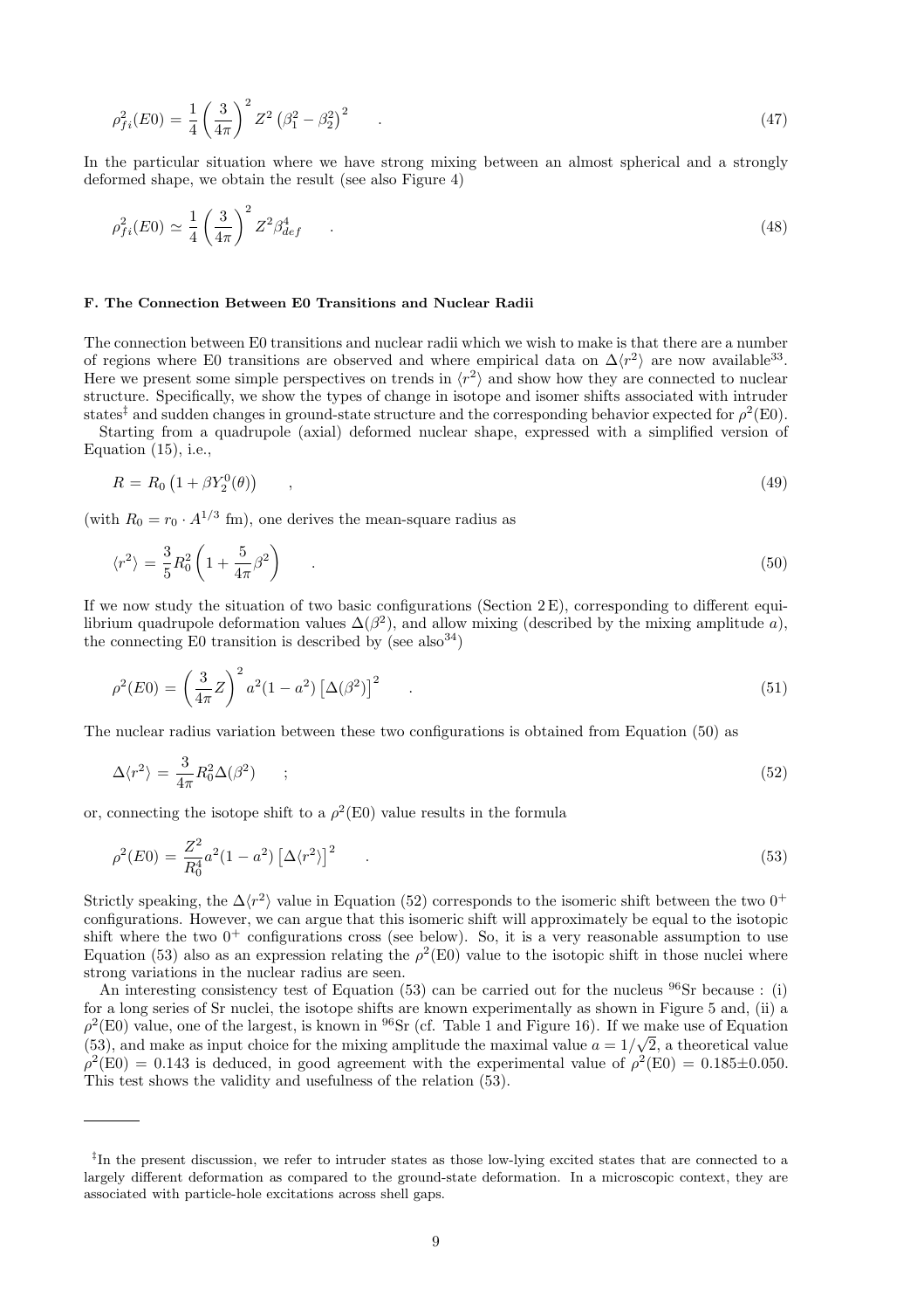$$\rho_{fi}^2(E0) = \frac{1}{4}\left(\frac{3}{4\pi}\right)^2 Z^2 \left(\beta_1^2 - \beta_2^2\right)^2 \qquad . \tag{47}$$

In the particular situation where we have strong mixing between an almost spherical and a strongly deformed shape, we obtain the result (see also Figure 4)

$$\rho_{fi}^2(E0) \simeq \frac{1}{4}\left(\frac{3}{4\pi}\right)^2 Z^2 \beta_{def}^4 \qquad . \tag{48}$$

#### F. The Connection Between E0 Transitions and Nuclear Radii

The connection between E0 transitions and nuclear radii which we wish to make is that there are a number of regions where E0 transitions are observed and where empirical data on $\Delta\langle r^2\rangle$ are now available[33]. Here we present some simple perspectives on trends in $\langle r^2\rangle$ and show how they are connected to nuclear structure. Specifically, we show the types of change in isotope and isomer shifts associated with intruder states[‡] and sudden changes in ground-state structure and the corresponding behavior expected for $\rho^2$(E0).

Starting from a quadrupole (axial) deformed nuclear shape, expressed with a simplified version of Equation (15), i.e.,

$$R = R_0\left(1 + \beta Y_2^0(\theta)\right) \qquad , \tag{49}$$

(with $R_0 = r_0 \cdot A^{1/3}$ fm), one derives the mean-square radius as

$$\langle r^2\rangle = \frac{3}{5}R_0^2\left(1 + \frac{5}{4\pi}\beta^2\right) \qquad . \tag{50}$$

If we now study the situation of two basic configurations (Section 2 E), corresponding to different equilibrium quadrupole deformation values $\Delta(\beta^2)$, and allow mixing (described by the mixing amplitude $a$), the connecting E0 transition is described by (see also[34])

$$\rho^2(E0) = \left(\frac{3}{4\pi}Z\right)^2 a^2(1-a^2)\left[\Delta(\beta^2)\right]^2 \qquad . \tag{51}$$

The nuclear radius variation between these two configurations is obtained from Equation (50) as

$$\Delta\langle r^2\rangle = \frac{3}{4\pi}R_0^2\Delta(\beta^2) \qquad ; \tag{52}$$

or, connecting the isotope shift to a $\rho^2$(E0) value results in the formula

$$\rho^2(E0) = \frac{Z^2}{R_0^4}a^2(1-a^2)\left[\Delta\langle r^2\rangle\right]^2 \qquad . \tag{53}$$

Strictly speaking, the $\Delta\langle r^2\rangle$ value in Equation (52) corresponds to the isomeric shift between the two $0^+$ configurations. However, we can argue that this isomeric shift will approximately be equal to the isotopic shift where the two $0^+$ configurations cross (see below). So, it is a very reasonable assumption to use Equation (53) also as an expression relating the $\rho^2$(E0) value to the isotopic shift in those nuclei where strong variations in the nuclear radius are seen.

An interesting consistency test of Equation (53) can be carried out for the nucleus $^{96}$Sr because : (i) for a long series of Sr nuclei, the isotope shifts are known experimentally as shown in Figure 5 and, (ii) a $\rho^2$(E0) value, one of the largest, is known in $^{96}$Sr (cf. Table 1 and Figure 16). If we make use of Equation (53), and make as input choice for the mixing amplitude the maximal value $a = 1/\sqrt{2}$, a theoretical value $\rho^2$(E0) = 0.143 is deduced, in good agreement with the experimental value of $\rho^2$(E0) = 0.185±0.050. This test shows the validity and usefulness of the relation (53).

---

[‡] In the present discussion, we refer to intruder states as those low-lying excited states that are connected to a largely different deformation as compared to the ground-state deformation. In a microscopic context, they are associated with particle-hole excitations across shell gaps.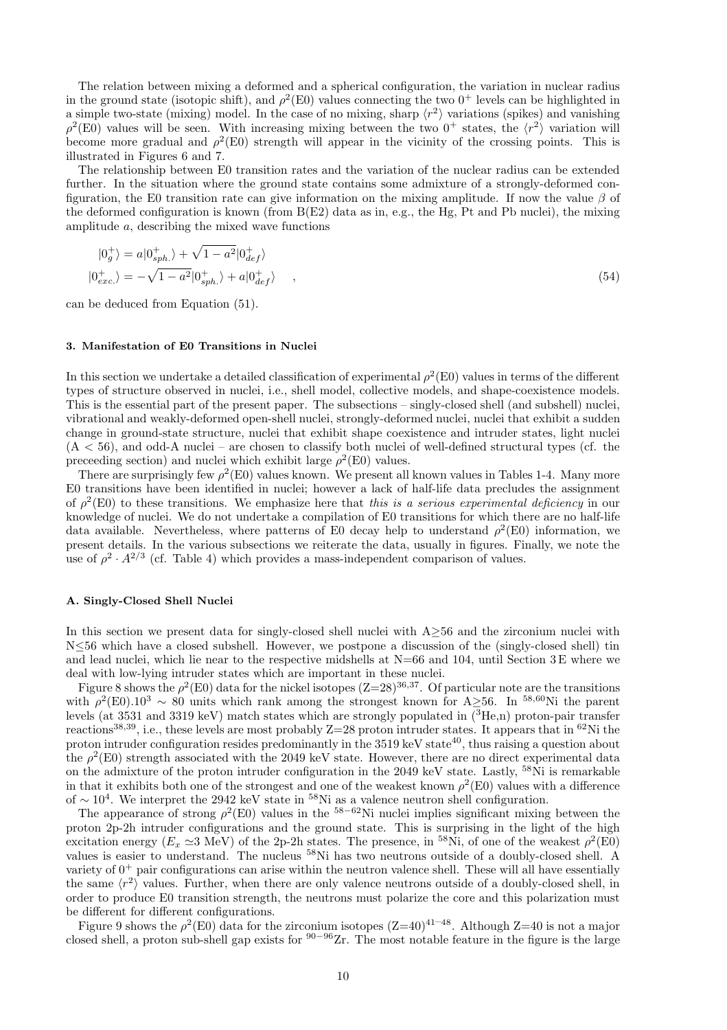The relation between mixing a deformed and a spherical configuration, the variation in nuclear radius in the ground state (isotopic shift), and $\rho^2$(E0) values connecting the two $0^+$ levels can be highlighted in a simple two-state (mixing) model. In the case of no mixing, sharp $\langle r^2 \rangle$ variations (spikes) and vanishing $\rho^2$(E0) values will be seen. With increasing mixing between the two $0^+$ states, the $\langle r^2 \rangle$ variation will become more gradual and $\rho^2$(E0) strength will appear in the vicinity of the crossing points. This is illustrated in Figures 6 and 7.

The relationship between E0 transition rates and the variation of the nuclear radius can be extended further. In the situation where the ground state contains some admixture of a strongly-deformed configuration, the E0 transition rate can give information on the mixing amplitude. If now the value $\beta$ of the deformed configuration is known (from B(E2) data as in, e.g., the Hg, Pt and Pb nuclei), the mixing amplitude $a$, describing the mixed wave functions

$$
\begin{aligned}
|0^+_g\rangle &= a|0^+_{sph.}\rangle + \sqrt{1-a^2}|0^+_{def}\rangle \\
|0^+_{exc.}\rangle &= -\sqrt{1-a^2}|0^+_{sph.}\rangle + a|0^+_{def}\rangle \quad ,
\end{aligned}
\tag{54}
$$

can be deduced from Equation (51).

### 3. Manifestation of E0 Transitions in Nuclei

In this section we undertake a detailed classification of experimental $\rho^2$(E0) values in terms of the different types of structure observed in nuclei, i.e., shell model, collective models, and shape-coexistence models. This is the essential part of the present paper. The subsections – singly-closed shell (and subshell) nuclei, vibrational and weakly-deformed open-shell nuclei, strongly-deformed nuclei, nuclei that exhibit a sudden change in ground-state structure, nuclei that exhibit shape coexistence and intruder states, light nuclei (A < 56), and odd-A nuclei – are chosen to classify both nuclei of well-defined structural types (cf. the preceeding section) and nuclei which exhibit large $\rho^2$(E0) values.

There are surprisingly few $\rho^2$(E0) values known. We present all known values in Tables 1-4. Many more E0 transitions have been identified in nuclei; however a lack of half-life data precludes the assignment of $\rho^2$(E0) to these transitions. We emphasize here that *this is a serious experimental deficiency* in our knowledge of nuclei. We do not undertake a compilation of E0 transitions for which there are no half-life data available. Nevertheless, where patterns of E0 decay help to understand $\rho^2$(E0) information, we present details. In the various subsections we reiterate the data, usually in figures. Finally, we note the use of $\rho^2 \cdot A^{2/3}$ (cf. Table 4) which provides a mass-independent comparison of values.

#### A. Singly-Closed Shell Nuclei

In this section we present data for singly-closed shell nuclei with A≥56 and the zirconium nuclei with N≤56 which have a closed subshell. However, we postpone a discussion of the (singly-closed shell) tin and lead nuclei, which lie near to the respective midshells at N=66 and 104, until Section 3 E where we deal with low-lying intruder states which are important in these nuclei.

Figure 8 shows the $\rho^2$(E0) data for the nickel isotopes (Z=28)[36,37]. Of particular note are the transitions with $\rho^2(\mathrm{E0}).10^3 \sim 80$ units which rank among the strongest known for A≥56. In $^{58,60}$Ni the parent levels (at 3531 and 3319 keV) match states which are strongly populated in ($^3$He,n) proton-pair transfer reactions[38,39], i.e., these levels are most probably Z=28 proton intruder states. It appears that in $^{62}$Ni the proton intruder configuration resides predominantly in the 3519 keV state[40], thus raising a question about the $\rho^2$(E0) strength associated with the 2049 keV state. However, there are no direct experimental data on the admixture of the proton intruder configuration in the 2049 keV state. Lastly, $^{58}$Ni is remarkable in that it exhibits both one of the strongest and one of the weakest known $\rho^2$(E0) values with a difference of $\sim 10^4$. We interpret the 2942 keV state in $^{58}$Ni as a valence neutron shell configuration.

The appearance of strong $\rho^2$(E0) values in the $^{58-62}$Ni nuclei implies significant mixing between the proton 2p-2h intruder configurations and the ground state. This is surprising in the light of the high excitation energy ($E_x \simeq$3 MeV) of the 2p-2h states. The presence, in $^{58}$Ni, of one of the weakest $\rho^2$(E0) values is easier to understand. The nucleus $^{58}$Ni has two neutrons outside of a doubly-closed shell. A variety of $0^+$ pair configurations can arise within the neutron valence shell. These will all have essentially the same $\langle r^2 \rangle$ values. Further, when there are only valence neutrons outside of a doubly-closed shell, in order to produce E0 transition strength, the neutrons must polarize the core and this polarization must be different for different configurations.

Figure 9 shows the $\rho^2$(E0) data for the zirconium isotopes (Z=40)[41–48]. Although Z=40 is not a major closed shell, a proton sub-shell gap exists for $^{90-96}$Zr. The most notable feature in the figure is the large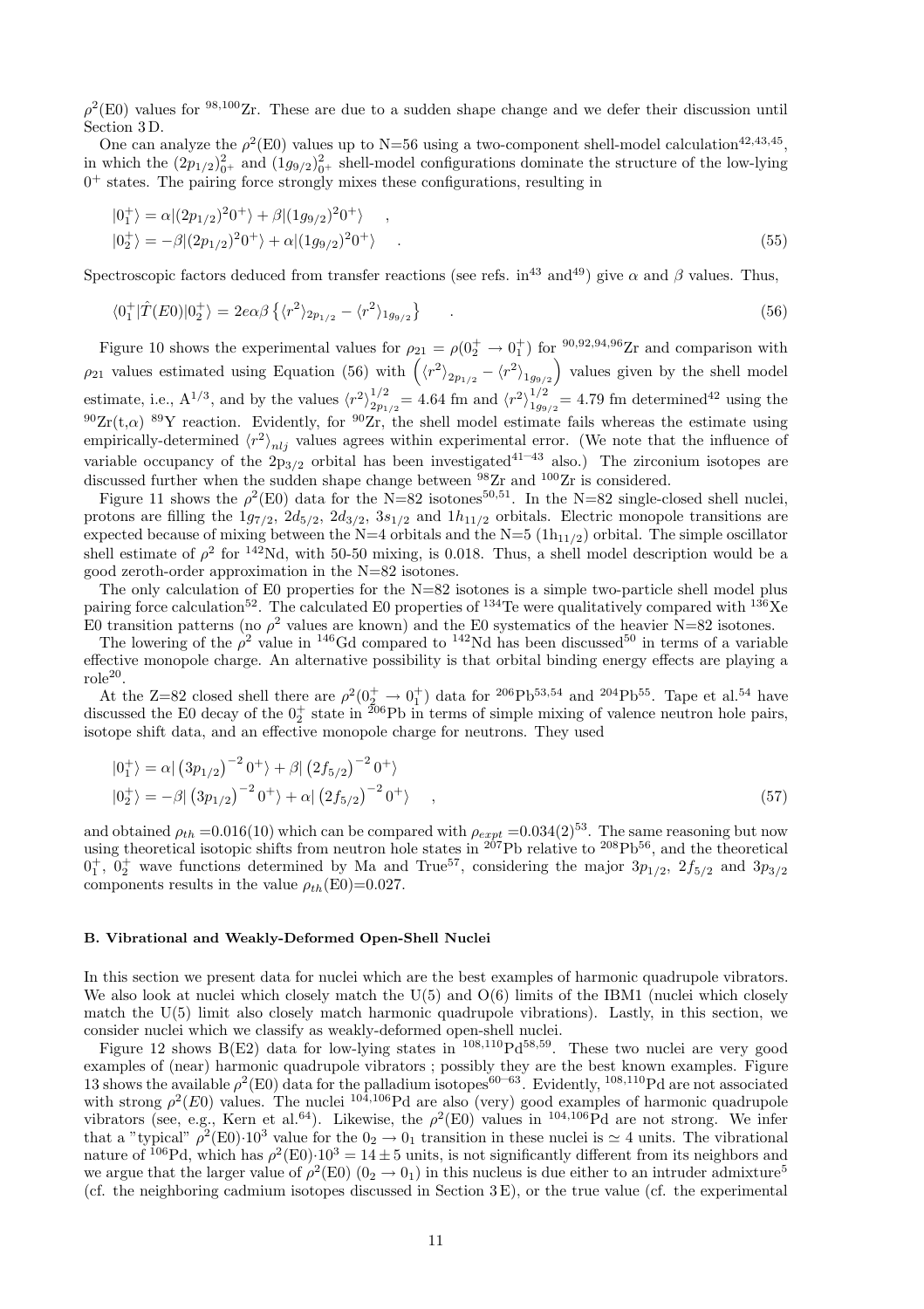$\rho^2$(E0) values for $^{98,100}$Zr. These are due to a sudden shape change and we defer their discussion until Section 3 D.

One can analyze the $\rho^2$(E0) values up to N=56 using a two-component shell-model calculation[42,43,45], in which the $(2p_{1/2})^2_{0^+}$ and $(1g_{9/2})^2_{0^+}$ shell-model configurations dominate the structure of the low-lying $0^+$ states. The pairing force strongly mixes these configurations, resulting in

$$
\begin{aligned}
|0_1^+\rangle &= \alpha|(2p_{1/2})^2 0^+\rangle + \beta|(1g_{9/2})^2 0^+\rangle \quad , \\
|0_2^+\rangle &= -\beta|(2p_{1/2})^2 0^+\rangle + \alpha|(1g_{9/2})^2 0^+\rangle \quad .
\end{aligned}
\tag{55}
$$

Spectroscopic factors deduced from transfer reactions (see refs. in[43] and[49]) give $\alpha$ and $\beta$ values. Thus,

$$
\langle 0_1^+|\hat{T}(E0)|0_2^+\rangle = 2e\alpha\beta\left\{\langle r^2\rangle_{2p_{1/2}} - \langle r^2\rangle_{1g_{9/2}}\right\} \quad .
\tag{56}
$$

Figure 10 shows the experimental values for $\rho_{21} = \rho(0_2^+ \to 0_1^+)$ for $^{90,92,94,96}$Zr and comparison with $\rho_{21}$ values estimated using Equation (56) with $\left(\langle r^2\rangle_{2p_{1/2}} - \langle r^2\rangle_{1g_{9/2}}\right)$ values given by the shell model estimate, i.e., $A^{1/3}$, and by the values $\langle r^2\rangle^{1/2}_{2p_{1/2}}$= 4.64 fm and $\langle r^2\rangle^{1/2}_{1g_{9/2}}$= 4.79 fm determined[42] using the $^{90}$Zr(t,$\alpha$) $^{89}$Y reaction. Evidently, for $^{90}$Zr, the shell model estimate fails whereas the estimate using empirically-determined $\langle r^2\rangle_{nlj}$ values agrees within experimental error. (We note that the influence of variable occupancy of the $2p_{3/2}$ orbital has been investigated[41–43] also.) The zirconium isotopes are discussed further when the sudden shape change between $^{98}$Zr and $^{100}$Zr is considered.

Figure 11 shows the $\rho^2$(E0) data for the N=82 isotones[50,51]. In the N=82 single-closed shell nuclei, protons are filling the $1g_{7/2}$, $2d_{5/2}$, $2d_{3/2}$, $3s_{1/2}$ and $1h_{11/2}$ orbitals. Electric monopole transitions are expected because of mixing between the N=4 orbitals and the N=5 ($1h_{11/2}$) orbital. The simple oscillator shell estimate of $\rho^2$ for $^{142}$Nd, with 50-50 mixing, is 0.018. Thus, a shell model description would be a good zeroth-order approximation in the N=82 isotones.

The only calculation of E0 properties for the N=82 isotones is a simple two-particle shell model plus pairing force calculation[52]. The calculated E0 properties of $^{134}$Te were qualitatively compared with $^{136}$Xe E0 transition patterns (no $\rho^2$ values are known) and the E0 systematics of the heavier N=82 isotones.

The lowering of the $\rho^2$ value in $^{146}$Gd compared to $^{142}$Nd has been discussed[50] in terms of a variable effective monopole charge. An alternative possibility is that orbital binding energy effects are playing a role[20].

At the Z=82 closed shell there are $\rho^2(0_2^+ \to 0_1^+)$ data for $^{206}$Pb[53,54] and $^{204}$Pb[55]. Tape et al.[54] have discussed the E0 decay of the $0_2^+$ state in $^{206}$Pb in terms of simple mixing of valence neutron hole pairs, isotope shift data, and an effective monopole charge for neutrons. They used

$$
\begin{aligned}
|0_1^+\rangle &= \alpha|\left(3p_{1/2}\right)^{-2} 0^+\rangle + \beta|\left(2f_{5/2}\right)^{-2} 0^+\rangle \\
|0_2^+\rangle &= -\beta|\left(3p_{1/2}\right)^{-2} 0^+\rangle + \alpha|\left(2f_{5/2}\right)^{-2} 0^+\rangle \quad ,
\end{aligned}
\tag{57}
$$

and obtained $\rho_{th}$ =0.016(10) which can be compared with $\rho_{expt}$ =0.034(2)[53]. The same reasoning but now using theoretical isotopic shifts from neutron hole states in $^{207}$Pb relative to $^{208}$Pb[56], and the theoretical $0_1^+$, $0_2^+$ wave functions determined by Ma and True[57], considering the major $3p_{1/2}$, $2f_{5/2}$ and $3p_{3/2}$ components results in the value $\rho_{th}$(E0)=0.027.

### B. Vibrational and Weakly-Deformed Open-Shell Nuclei

In this section we present data for nuclei which are the best examples of harmonic quadrupole vibrators. We also look at nuclei which closely match the U(5) and O(6) limits of the IBM1 (nuclei which closely match the U(5) limit also closely match harmonic quadrupole vibrations). Lastly, in this section, we consider nuclei which we classify as weakly-deformed open-shell nuclei.

Figure 12 shows B(E2) data for low-lying states in $^{108,110}$Pd[58,59]. These two nuclei are very good examples of (near) harmonic quadrupole vibrators ; possibly they are the best known examples. Figure 13 shows the available $\rho^2$(E0) data for the palladium isotopes[60–63]. Evidently, $^{108,110}$Pd are not associated with strong $\rho^2(E0)$ values. The nuclei $^{104,106}$Pd are also (very) good examples of harmonic quadrupole vibrators (see, e.g., Kern et al.[64]). Likewise, the $\rho^2$(E0) values in $^{104,106}$Pd are not strong. We infer that a "typical" $\rho^2$(E0)$\cdot 10^3$ value for the $0_2 \to 0_1$ transition in these nuclei is $\simeq$ 4 units. The vibrational nature of $^{106}$Pd, which has $\rho^2$(E0)$\cdot 10^3 = 14 \pm 5$ units, is not significantly different from its neighbors and we argue that the larger value of $\rho^2$(E0) ($0_2 \to 0_1$) in this nucleus is due either to an intruder admixture[5] (cf. the neighboring cadmium isotopes discussed in Section 3 E), or the true value (cf. the experimental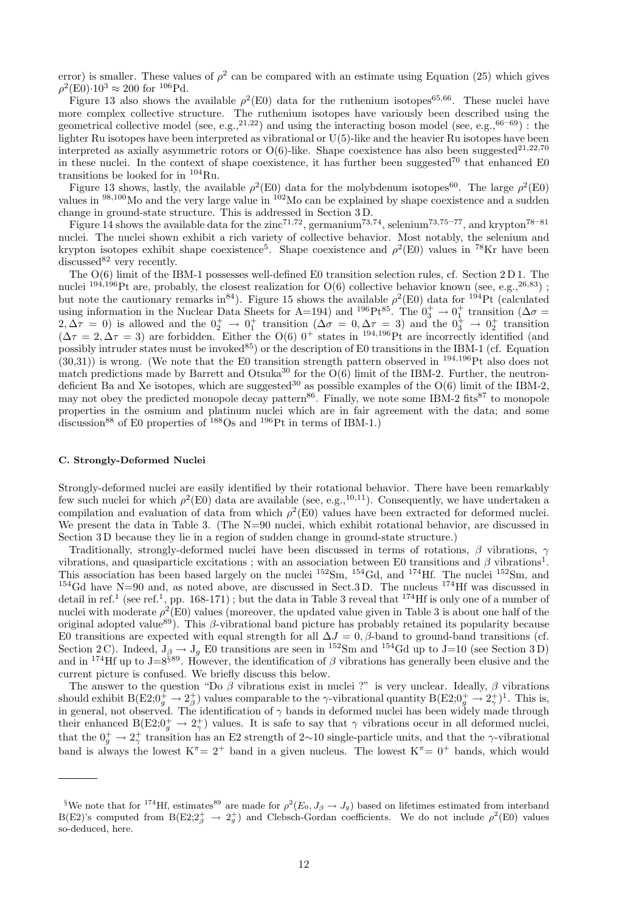error) is smaller. These values of $\rho^2$ can be compared with an estimate using Equation (25) which gives $\rho^2(\mathrm{E0})\cdot 10^3 \approx 200$ for $^{106}$Pd.

Figure 13 also shows the available $\rho^2$(E0) data for the ruthenium isotopes[65,66]. These nuclei have more complex collective structure. The ruthenium isotopes have variously been described using the geometrical collective model (see, e.g.,[21,22]) and using the interacting boson model (see, e.g.,[66–69]) : the lighter Ru isotopes have been interpreted as vibrational or U(5)-like and the heavier Ru isotopes have been interpreted as axially asymmetric rotors or O(6)-like. Shape coexistence has also been suggested[21,22,70] in these nuclei. In the context of shape coexistence, it has further been suggested[70] that enhanced E0 transitions be looked for in $^{104}$Ru.

Figure 13 shows, lastly, the available $\rho^2$(E0) data for the molybdenum isotopes[60]. The large $\rho^2$(E0) values in $^{98,100}$Mo and the very large value in $^{102}$Mo can be explained by shape coexistence and a sudden change in ground-state structure. This is addressed in Section 3 D.

Figure 14 shows the available data for the zinc[71,72], germanium[73,74], selenium[73,75–77], and krypton[78–81] nuclei. The nuclei shown exhibit a rich variety of collective behavior. Most notably, the selenium and krypton isotopes exhibit shape coexistence[5]. Shape coexistence and $\rho^2$(E0) values in $^{78}$Kr have been discussed[82] very recently.

The O(6) limit of the IBM-1 possesses well-defined E0 transition selection rules, cf. Section 2 D 1. The nuclei $^{194,196}$Pt are, probably, the closest realization for O(6) collective behavior known (see, e.g.,[26,83]) ; but note the cautionary remarks in[84]). Figure 15 shows the available $\rho^2$(E0) data for $^{194}$Pt (calculated using information in the Nuclear Data Sheets for A=194) and $^{196}$Pt[85]. The $0_3^+ \rightarrow 0_1^+$ transition ($\Delta\sigma = 2, \Delta\tau = 0$) is allowed and the $0_2^+ \rightarrow 0_1^+$ transition ($\Delta\sigma = 0, \Delta\tau = 3$) and the $0_3^+ \rightarrow 0_2^+$ transition ($\Delta\tau = 2, \Delta\tau = 3$) are forbidden. Either the O(6) $0^+$ states in $^{194,196}$Pt are incorrectly identified (and possibly intruder states must be invoked[85]) or the description of E0 transitions in the IBM-1 (cf. Equation (30,31)) is wrong. (We note that the E0 transition strength pattern observed in $^{194,196}$Pt also does not match predictions made by Barrett and Otsuka[30] for the O(6) limit of the IBM-2. Further, the neutron-deficient Ba and Xe isotopes, which are suggested[30] as possible examples of the O(6) limit of the IBM-2, may not obey the predicted monopole decay pattern[86]. Finally, we note some IBM-2 fits[87] to monopole properties in the osmium and platinum nuclei which are in fair agreement with the data; and some discussion[88] of E0 properties of $^{188}$Os and $^{196}$Pt in terms of IBM-1.)

### C. Strongly-Deformed Nuclei

Strongly-deformed nuclei are easily identified by their rotational behavior. There have been remarkably few such nuclei for which $\rho^2$(E0) data are available (see, e.g.,[10,11]). Consequently, we have undertaken a compilation and evaluation of data from which $\rho^2$(E0) values have been extracted for deformed nuclei. We present the data in Table 3. (The N=90 nuclei, which exhibit rotational behavior, are discussed in Section 3 D because they lie in a region of sudden change in ground-state structure.)

Traditionally, strongly-deformed nuclei have been discussed in terms of rotations, $\beta$ vibrations, $\gamma$ vibrations, and quasiparticle excitations ; with an association between E0 transitions and $\beta$ vibrations[1]. This association has been based largely on the nuclei $^{152}$Sm, $^{154}$Gd, and $^{174}$Hf. The nuclei $^{152}$Sm, and $^{154}$Gd have N=90 and, as noted above, are discussed in Sect.3 D. The nucleus $^{174}$Hf was discussed in detail in ref.[1] (see ref.[1], pp. 168-171) ; but the data in Table 3 reveal that $^{174}$Hf is only one of a number of nuclei with moderate $\rho^2$(E0) values (moreover, the updated value given in Table 3 is about one half of the original adopted value[89]). This $\beta$-vibrational band picture has probably retained its popularity because E0 transitions are expected with equal strength for all $\Delta J = 0$, $\beta$-band to ground-band transitions (cf. Section 2 C). Indeed, $J_\beta \rightarrow J_g$ E0 transitions are seen in $^{152}$Sm and $^{154}$Gd up to J=10 (see Section 3 D) and in $^{174}$Hf up to J=8[§89]. However, the identification of $\beta$ vibrations has generally been elusive and the current picture is confused. We briefly discuss this below.

The answer to the question "Do $\beta$ vibrations exist in nuclei ?" is very unclear. Ideally, $\beta$ vibrations should exhibit $\mathrm{B(E2;}0_g^+ \rightarrow 2_\beta^+)$ values comparable to the $\gamma$-vibrational quantity $\mathrm{B(E2;}0_g^+ \rightarrow 2_\gamma^+)$[1]. This is, in general, not observed. The identification of $\gamma$ bands in deformed nuclei has been widely made through their enhanced $\mathrm{B(E2;}0_g^+ \rightarrow 2_\gamma^+)$ values. It is safe to say that $\gamma$ vibrations occur in all deformed nuclei, that the $0_g^+ \rightarrow 2_\gamma^+$ transition has an E2 strength of 2∼10 single-particle units, and that the $\gamma$-vibrational band is always the lowest $K^\pi = 2^+$ band in a given nucleus. The lowest $K^\pi = 0^+$ bands, which would

---

[§] We note that for $^{174}$Hf, estimates[89] are made for $\rho^2(E_0, J_\beta \rightarrow J_g)$ based on lifetimes estimated from interband B(E2)'s computed from $\mathrm{B(E2;}2_\beta^+ \rightarrow 2_g^+)$ and Clebsch-Gordan coefficients. We do not include $\rho^2$(E0) values so-deduced, here.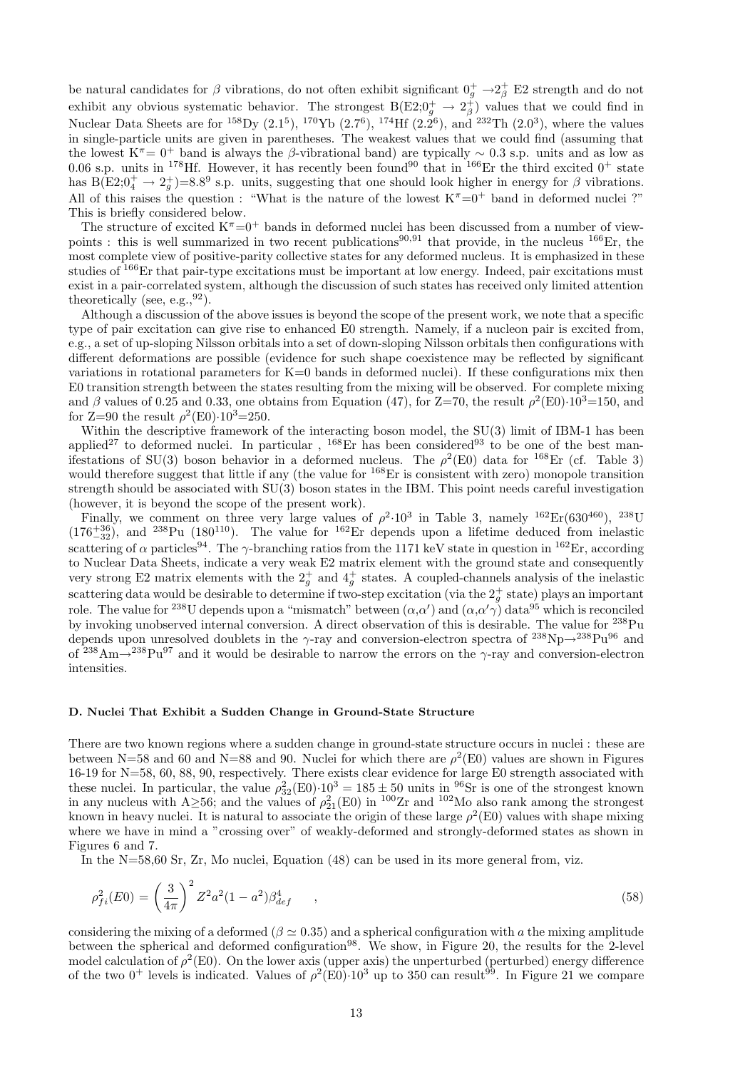be natural candidates for $\beta$ vibrations, do not often exhibit significant $0_g^+ \rightarrow 2_\beta^+$ E2 strength and do not exhibit any obvious systematic behavior. The strongest B(E2;$0_g^+ \rightarrow 2_\beta^+$) values that we could find in Nuclear Data Sheets are for $^{158}$Dy ($2.1^5$), $^{170}$Yb ($2.7^6$), $^{174}$Hf ($2.2^6$), and $^{232}$Th ($2.0^3$), where the values in single-particle units are given in parentheses. The weakest values that we could find (assuming that the lowest K$^\pi$= 0$^+$ band is always the $\beta$-vibrational band) are typically $\sim$ 0.3 s.p. units and as low as 0.06 s.p. units in $^{178}$Hf. However, it has recently been found[90] that in $^{166}$Er the third excited $0^+$ state has B(E2;$0_4^+ \rightarrow 2_g^+$)=$8.8^9$ s.p. units, suggesting that one should look higher in energy for $\beta$ vibrations. All of this raises the question : "What is the nature of the lowest K$^\pi$=0$^+$ band in deformed nuclei ?" This is briefly considered below.

The structure of excited K$^\pi$=0$^+$ bands in deformed nuclei has been discussed from a number of viewpoints : this is well summarized in two recent publications[90,91] that provide, in the nucleus $^{166}$Er, the most complete view of positive-parity collective states for any deformed nucleus. It is emphasized in these studies of $^{166}$Er that pair-type excitations must be important at low energy. Indeed, pair excitations must exist in a pair-correlated system, although the discussion of such states has received only limited attention theoretically (see, e.g.,[92]).

Although a discussion of the above issues is beyond the scope of the present work, we note that a specific type of pair excitation can give rise to enhanced E0 strength. Namely, if a nucleon pair is excited from, e.g., a set of up-sloping Nilsson orbitals into a set of down-sloping Nilsson orbitals then configurations with different deformations are possible (evidence for such shape coexistence may be reflected by significant variations in rotational parameters for K=0 bands in deformed nuclei). If these configurations mix then E0 transition strength between the states resulting from the mixing will be observed. For complete mixing and $\beta$ values of 0.25 and 0.33, one obtains from Equation (47), for Z=70, the result $\rho^2$(E0)$\cdot 10^3$=150, and for Z=90 the result $\rho^2$(E0)$\cdot 10^3$=250.

Within the descriptive framework of the interacting boson model, the SU(3) limit of IBM-1 has been applied[27] to deformed nuclei. In particular , $^{168}$Er has been considered[93] to be one of the best manifestations of SU(3) boson behavior in a deformed nucleus. The $\rho^2$(E0) data for $^{168}$Er (cf. Table 3) would therefore suggest that little if any (the value for $^{168}$Er is consistent with zero) monopole transition strength should be associated with SU(3) boson states in the IBM. This point needs careful investigation (however, it is beyond the scope of the present work).

Finally, we comment on three very large values of $\rho^2 \cdot 10^3$ in Table 3, namely $^{162}$Er($630^{460}$), $^{238}$U ($176^{+36}_{-32}$), and $^{238}$Pu ($180^{110}$). The value for $^{162}$Er depends upon a lifetime deduced from inelastic scattering of $\alpha$ particles[94]. The $\gamma$-branching ratios from the 1171 keV state in question in $^{162}$Er, according to Nuclear Data Sheets, indicate a very weak E2 matrix element with the ground state and consequently very strong E2 matrix elements with the $2_g^+$ and $4_g^+$ states. A coupled-channels analysis of the inelastic scattering data would be desirable to determine if two-step excitation (via the $2_g^+$ state) plays an important role. The value for $^{238}$U depends upon a "mismatch" between ($\alpha$,$\alpha'$) and ($\alpha$,$\alpha'\gamma$) data[95] which is reconciled by invoking unobserved internal conversion. A direct observation of this is desirable. The value for $^{238}$Pu depends upon unresolved doublets in the $\gamma$-ray and conversion-electron spectra of $^{238}$Np$\rightarrow$$^{238}$Pu[96] and of $^{238}$Am$\rightarrow$$^{238}$Pu[97] and it would be desirable to narrow the errors on the $\gamma$-ray and conversion-electron intensities.

### D. Nuclei That Exhibit a Sudden Change in Ground-State Structure

There are two known regions where a sudden change in ground-state structure occurs in nuclei : these are between N=58 and 60 and N=88 and 90. Nuclei for which there are $\rho^2$(E0) values are shown in Figures 16-19 for N=58, 60, 88, 90, respectively. There exists clear evidence for large E0 strength associated with these nuclei. In particular, the value $\rho_{32}^2(\mathrm{E0})\cdot 10^3 = 185 \pm 50$ units in $^{96}$Sr is one of the strongest known in any nucleus with A$\geq$56; and the values of $\rho_{21}^2$(E0) in $^{100}$Zr and $^{102}$Mo also rank among the strongest known in heavy nuclei. It is natural to associate the origin of these large $\rho^2$(E0) values with shape mixing where we have in mind a "crossing over" of weakly-deformed and strongly-deformed states as shown in Figures 6 and 7.

In the N=58,60 Sr, Zr, Mo nuclei, Equation (48) can be used in its more general from, viz.

$$\rho_{fi}^2(E0) = \left(\frac{3}{4\pi}\right)^2 Z^2 a^2 (1-a^2) \beta_{def}^4 \qquad , \tag{58}$$

considering the mixing of a deformed ($\beta \simeq 0.35$) and a spherical configuration with $a$ the mixing amplitude between the spherical and deformed configuration[98]. We show, in Figure 20, the results for the 2-level model calculation of $\rho^2$(E0). On the lower axis (upper axis) the unperturbed (perturbed) energy difference of the two $0^+$ levels is indicated. Values of $\rho^2$(E0)$\cdot 10^3$ up to 350 can result[99]. In Figure 21 we compare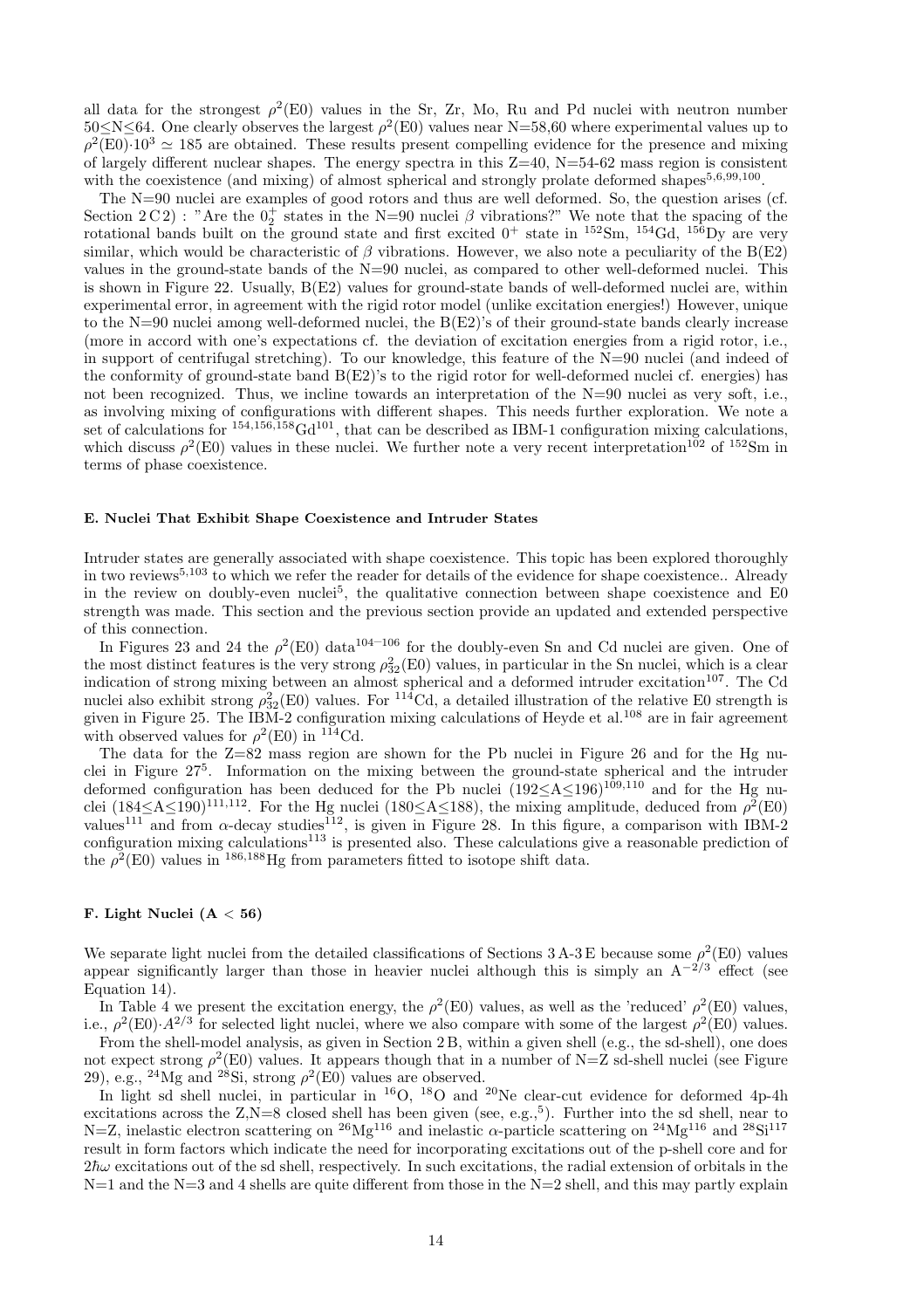all data for the strongest $\rho^2$(E0) values in the Sr, Zr, Mo, Ru and Pd nuclei with neutron number $50 \leq N \leq 64$. One clearly observes the largest $\rho^2$(E0) values near N=58,60 where experimental values up to $\rho^2(\mathrm{E0}) \cdot 10^3 \simeq 185$ are obtained. These results present compelling evidence for the presence and mixing of largely different nuclear shapes. The energy spectra in this Z=40, N=54-62 mass region is consistent with the coexistence (and mixing) of almost spherical and strongly prolate deformed shapes[5,6,99,100].

The N=90 nuclei are examples of good rotors and thus are well deformed. So, the question arises (cf. Section 2 C 2) : "Are the $0_2^+$ states in the N=90 nuclei $\beta$ vibrations?" We note that the spacing of the rotational bands built on the ground state and first excited $0^+$ state in $^{152}$Sm, $^{154}$Gd, $^{156}$Dy are very similar, which would be characteristic of $\beta$ vibrations. However, we also note a peculiarity of the B(E2) values in the ground-state bands of the N=90 nuclei, as compared to other well-deformed nuclei. This is shown in Figure 22. Usually, B(E2) values for ground-state bands of well-deformed nuclei are, within experimental error, in agreement with the rigid rotor model (unlike excitation energies!) However, unique to the N=90 nuclei among well-deformed nuclei, the B(E2)'s of their ground-state bands clearly increase (more in accord with one's expectations cf. the deviation of excitation energies from a rigid rotor, i.e., in support of centrifugal stretching). To our knowledge, this feature of the N=90 nuclei (and indeed of the conformity of ground-state band B(E2)'s to the rigid rotor for well-deformed nuclei cf. energies) has not been recognized. Thus, we incline towards an interpretation of the N=90 nuclei as very soft, i.e., as involving mixing of configurations with different shapes. This needs further exploration. We note a set of calculations for $^{154,156,158}$Gd[101], that can be described as IBM-1 configuration mixing calculations, which discuss $\rho^2$(E0) values in these nuclei. We further note a very recent interpretation[102] of $^{152}$Sm in terms of phase coexistence.

#### E. Nuclei That Exhibit Shape Coexistence and Intruder States

Intruder states are generally associated with shape coexistence. This topic has been explored thoroughly in two reviews[5,103] to which we refer the reader for details of the evidence for shape coexistence.. Already in the review on doubly-even nuclei[5], the qualitative connection between shape coexistence and E0 strength was made. This section and the previous section provide an updated and extended perspective of this connection.

In Figures 23 and 24 the $\rho^2$(E0) data[104−106] for the doubly-even Sn and Cd nuclei are given. One of the most distinct features is the very strong $\rho^2_{32}$(E0) values, in particular in the Sn nuclei, which is a clear indication of strong mixing between an almost spherical and a deformed intruder excitation[107]. The Cd nuclei also exhibit strong $\rho^2_{32}$(E0) values. For $^{114}$Cd, a detailed illustration of the relative E0 strength is given in Figure 25. The IBM-2 configuration mixing calculations of Heyde et al.[108] are in fair agreement with observed values for $\rho^2$(E0) in $^{114}$Cd.

The data for the Z=82 mass region are shown for the Pb nuclei in Figure 26 and for the Hg nuclei in Figure 27[5]. Information on the mixing between the ground-state spherical and the intruder deformed configuration has been deduced for the Pb nuclei ($192 \leq A \leq 196$)[109,110] and for the Hg nuclei ($184 \leq A \leq 190$)[111,112]. For the Hg nuclei ($180 \leq A \leq 188$), the mixing amplitude, deduced from $\rho^2$(E0) values[111] and from $\alpha$-decay studies[112], is given in Figure 28. In this figure, a comparison with IBM-2 configuration mixing calculations[113] is presented also. These calculations give a reasonable prediction of the $\rho^2$(E0) values in $^{186,188}$Hg from parameters fitted to isotope shift data.

#### F. Light Nuclei (A < 56)

We separate light nuclei from the detailed classifications of Sections 3 A-3 E because some $\rho^2$(E0) values appear significantly larger than those in heavier nuclei although this is simply an $A^{-2/3}$ effect (see Equation 14).

In Table 4 we present the excitation energy, the $\rho^2$(E0) values, as well as the 'reduced' $\rho^2$(E0) values, i.e., $\rho^2(\mathrm{E0}) \cdot A^{2/3}$ for selected light nuclei, where we also compare with some of the largest $\rho^2$(E0) values.

From the shell-model analysis, as given in Section 2 B, within a given shell (e.g., the sd-shell), one does not expect strong $\rho^2$(E0) values. It appears though that in a number of N=Z sd-shell nuclei (see Figure 29), e.g., $^{24}$Mg and $^{28}$Si, strong $\rho^2$(E0) values are observed.

In light sd shell nuclei, in particular in $^{16}$O, $^{18}$O and $^{20}$Ne clear-cut evidence for deformed 4p-4h excitations across the Z,N=8 closed shell has been given (see, e.g.,[5]). Further into the sd shell, near to N=Z, inelastic electron scattering on $^{26}$Mg[116] and inelastic $\alpha$-particle scattering on $^{24}$Mg[116] and $^{28}$Si[117] result in form factors which indicate the need for incorporating excitations out of the p-shell core and for $2\hbar\omega$ excitations out of the sd shell, respectively. In such excitations, the radial extension of orbitals in the N=1 and the N=3 and 4 shells are quite different from those in the N=2 shell, and this may partly explain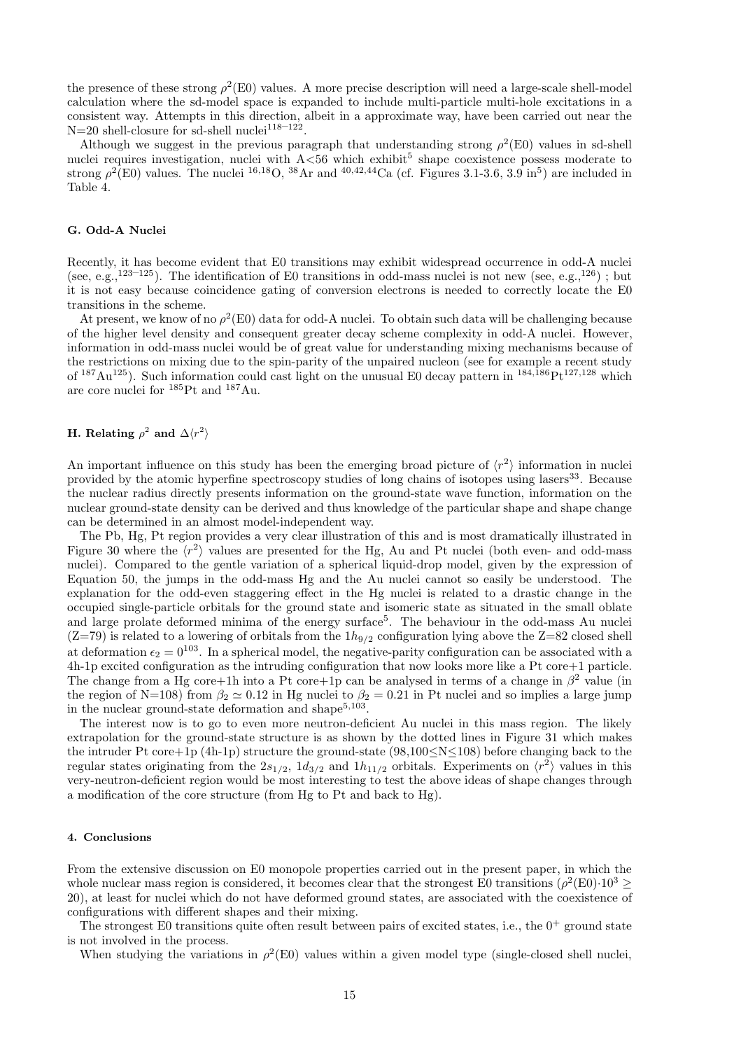the presence of these strong $\rho^2$(E0) values. A more precise description will need a large-scale shell-model calculation where the sd-model space is expanded to include multi-particle multi-hole excitations in a consistent way. Attempts in this direction, albeit in a approximate way, have been carried out near the N=20 shell-closure for sd-shell nuclei[118−122].

Although we suggest in the previous paragraph that understanding strong $\rho^2$(E0) values in sd-shell nuclei requires investigation, nuclei with A<56 which exhibit[5] shape coexistence possess moderate to strong $\rho^2$(E0) values. The nuclei $^{16,18}$O, $^{38}$Ar and $^{40,42,44}$Ca (cf. Figures 3.1-3.6, 3.9 in[5]) are included in Table 4.

### G. Odd-A Nuclei

Recently, it has become evident that E0 transitions may exhibit widespread occurrence in odd-A nuclei (see, e.g.,[123−125]). The identification of E0 transitions in odd-mass nuclei is not new (see, e.g.,[126]) ; but it is not easy because coincidence gating of conversion electrons is needed to correctly locate the E0 transitions in the scheme.

At present, we know of no $\rho^2$(E0) data for odd-A nuclei. To obtain such data will be challenging because of the higher level density and consequent greater decay scheme complexity in odd-A nuclei. However, information in odd-mass nuclei would be of great value for understanding mixing mechanisms because of the restrictions on mixing due to the spin-parity of the unpaired nucleon (see for example a recent study of $^{187}$Au[125]). Such information could cast light on the unusual E0 decay pattern in $^{184,186}$Pt[127,128] which are core nuclei for $^{185}$Pt and $^{187}$Au.

### H. Relating $\rho^2$ and $\Delta\langle r^2\rangle$

An important influence on this study has been the emerging broad picture of $\langle r^2\rangle$ information in nuclei provided by the atomic hyperfine spectroscopy studies of long chains of isotopes using lasers[33]. Because the nuclear radius directly presents information on the ground-state wave function, information on the nuclear ground-state density can be derived and thus knowledge of the particular shape and shape change can be determined in an almost model-independent way.

The Pb, Hg, Pt region provides a very clear illustration of this and is most dramatically illustrated in Figure 30 where the $\langle r^2\rangle$ values are presented for the Hg, Au and Pt nuclei (both even- and odd-mass nuclei). Compared to the gentle variation of a spherical liquid-drop model, given by the expression of Equation 50, the jumps in the odd-mass Hg and the Au nuclei cannot so easily be understood. The explanation for the odd-even staggering effect in the Hg nuclei is related to a drastic change in the occupied single-particle orbitals for the ground state and isomeric state as situated in the small oblate and large prolate deformed minima of the energy surface[5]. The behaviour in the odd-mass Au nuclei (Z=79) is related to a lowering of orbitals from the $1h_{9/2}$ configuration lying above the Z=82 closed shell at deformation $\epsilon_2 = 0$[103]. In a spherical model, the negative-parity configuration can be associated with a 4h-1p excited configuration as the intruding configuration that now looks more like a Pt core+1 particle. The change from a Hg core+1h into a Pt core+1p can be analysed in terms of a change in $\beta^2$ value (in the region of N=108) from $\beta_2 \simeq 0.12$ in Hg nuclei to $\beta_2 = 0.21$ in Pt nuclei and so implies a large jump in the nuclear ground-state deformation and shape[5,103].

The interest now is to go to even more neutron-deficient Au nuclei in this mass region. The likely extrapolation for the ground-state structure is as shown by the dotted lines in Figure 31 which makes the intruder Pt core+1p (4h-1p) structure the ground-state (98,100≤N≤108) before changing back to the regular states originating from the $2s_{1/2}$, $1d_{3/2}$ and $1h_{11/2}$ orbitals. Experiments on $\langle r^2\rangle$ values in this very-neutron-deficient region would be most interesting to test the above ideas of shape changes through a modification of the core structure (from Hg to Pt and back to Hg).

## 4. Conclusions

From the extensive discussion on E0 monopole properties carried out in the present paper, in which the whole nuclear mass region is considered, it becomes clear that the strongest E0 transitions ($\rho^2(\mathrm{E0})\cdot 10^3 \geq 20$), at least for nuclei which do not have deformed ground states, are associated with the coexistence of configurations with different shapes and their mixing.

The strongest E0 transitions quite often result between pairs of excited states, i.e., the $0^+$ ground state is not involved in the process.

When studying the variations in $\rho^2$(E0) values within a given model type (single-closed shell nuclei,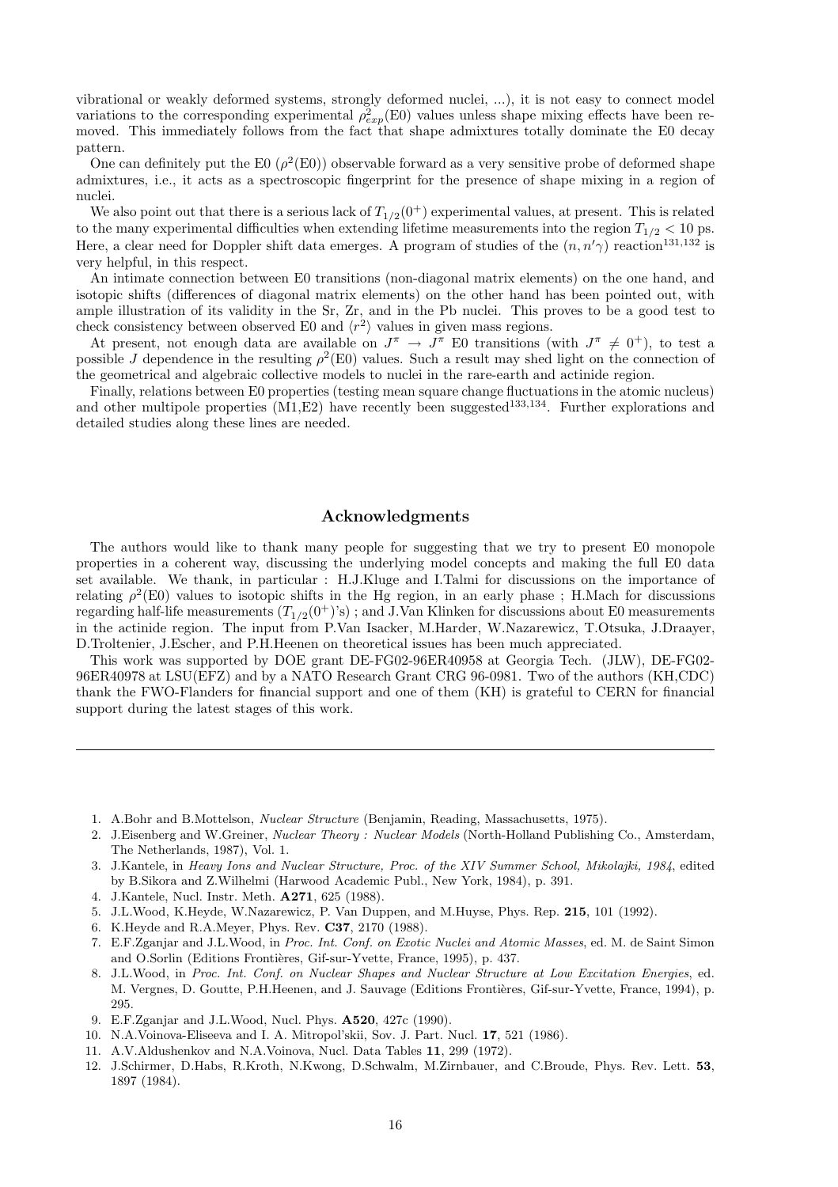vibrational or weakly deformed systems, strongly deformed nuclei, ...), it is not easy to connect model variations to the corresponding experimental $\rho^2_{exp}$(E0) values unless shape mixing effects have been removed. This immediately follows from the fact that shape admixtures totally dominate the E0 decay pattern.

One can definitely put the E0 ($\rho^2$(E0)) observable forward as a very sensitive probe of deformed shape admixtures, i.e., it acts as a spectroscopic fingerprint for the presence of shape mixing in a region of nuclei.

We also point out that there is a serious lack of $T_{1/2}(0^+)$ experimental values, at present. This is related to the many experimental difficulties when extending lifetime measurements into the region $T_{1/2} < 10$ ps. Here, a clear need for Doppler shift data emerges. A program of studies of the $(n, n'\gamma)$ reaction[131,132] is very helpful, in this respect.

An intimate connection between E0 transitions (non-diagonal matrix elements) on the one hand, and isotopic shifts (differences of diagonal matrix elements) on the other hand has been pointed out, with ample illustration of its validity in the Sr, Zr, and in the Pb nuclei. This proves to be a good test to check consistency between observed E0 and $\langle r^2 \rangle$ values in given mass regions.

At present, not enough data are available on $J^\pi \rightarrow J^\pi$ E0 transitions (with $J^\pi \neq 0^+$), to test a possible $J$ dependence in the resulting $\rho^2$(E0) values. Such a result may shed light on the connection of the geometrical and algebraic collective models to nuclei in the rare-earth and actinide region.

Finally, relations between E0 properties (testing mean square change fluctuations in the atomic nucleus) and other multipole properties (M1,E2) have recently been suggested[133,134]. Further explorations and detailed studies along these lines are needed.

## Acknowledgments

The authors would like to thank many people for suggesting that we try to present E0 monopole properties in a coherent way, discussing the underlying model concepts and making the full E0 data set available. We thank, in particular : H.J.Kluge and I.Talmi for discussions on the importance of relating $\rho^2$(E0) values to isotopic shifts in the Hg region, in an early phase ; H.Mach for discussions regarding half-life measurements ($T_{1/2}(0^+)$'s) ; and J.Van Klinken for discussions about E0 measurements in the actinide region. The input from P.Van Isacker, M.Harder, W.Nazarewicz, T.Otsuka, J.Draayer, D.Troltenier, J.Escher, and P.H.Heenen on theoretical issues has been much appreciated.

This work was supported by DOE grant DE-FG02-96ER40958 at Georgia Tech. (JLW), DE-FG02-96ER40978 at LSU(EFZ) and by a NATO Research Grant CRG 96-0981. Two of the authors (KH,CDC) thank the FWO-Flanders for financial support and one of them (KH) is grateful to CERN for financial support during the latest stages of this work.

---

1. A.Bohr and B.Mottelson, *Nuclear Structure* (Benjamin, Reading, Massachusetts, 1975).
2. J.Eisenberg and W.Greiner, *Nuclear Theory : Nuclear Models* (North-Holland Publishing Co., Amsterdam, The Netherlands, 1987), Vol. 1.
3. J.Kantele, in *Heavy Ions and Nuclear Structure, Proc. of the XIV Summer School, Mikolajki, 1984*, edited by B.Sikora and Z.Wilhelmi (Harwood Academic Publ., New York, 1984), p. 391.
4. J.Kantele, Nucl. Instr. Meth. **A271**, 625 (1988).
5. J.L.Wood, K.Heyde, W.Nazarewicz, P. Van Duppen, and M.Huyse, Phys. Rep. **215**, 101 (1992).
6. K.Heyde and R.A.Meyer, Phys. Rev. **C37**, 2170 (1988).
7. E.F.Zganjar and J.L.Wood, in *Proc. Int. Conf. on Exotic Nuclei and Atomic Masses*, ed. M. de Saint Simon and O.Sorlin (Editions Frontières, Gif-sur-Yvette, France, 1995), p. 437.
8. J.L.Wood, in *Proc. Int. Conf. on Nuclear Shapes and Nuclear Structure at Low Excitation Energies*, ed. M. Vergnes, D. Goutte, P.H.Heenen, and J. Sauvage (Editions Frontières, Gif-sur-Yvette, France, 1994), p. 295.
9. E.F.Zganjar and J.L.Wood, Nucl. Phys. **A520**, 427c (1990).
10. N.A.Voinova-Eliseeva and I. A. Mitropol'skii, Sov. J. Part. Nucl. **17**, 521 (1986).
11. A.V.Aldushenkov and N.A.Voinova, Nucl. Data Tables **11**, 299 (1972).
12. J.Schirmer, D.Habs, R.Kroth, N.Kwong, D.Schwalm, M.Zirnbauer, and C.Broude, Phys. Rev. Lett. **53**, 1897 (1984).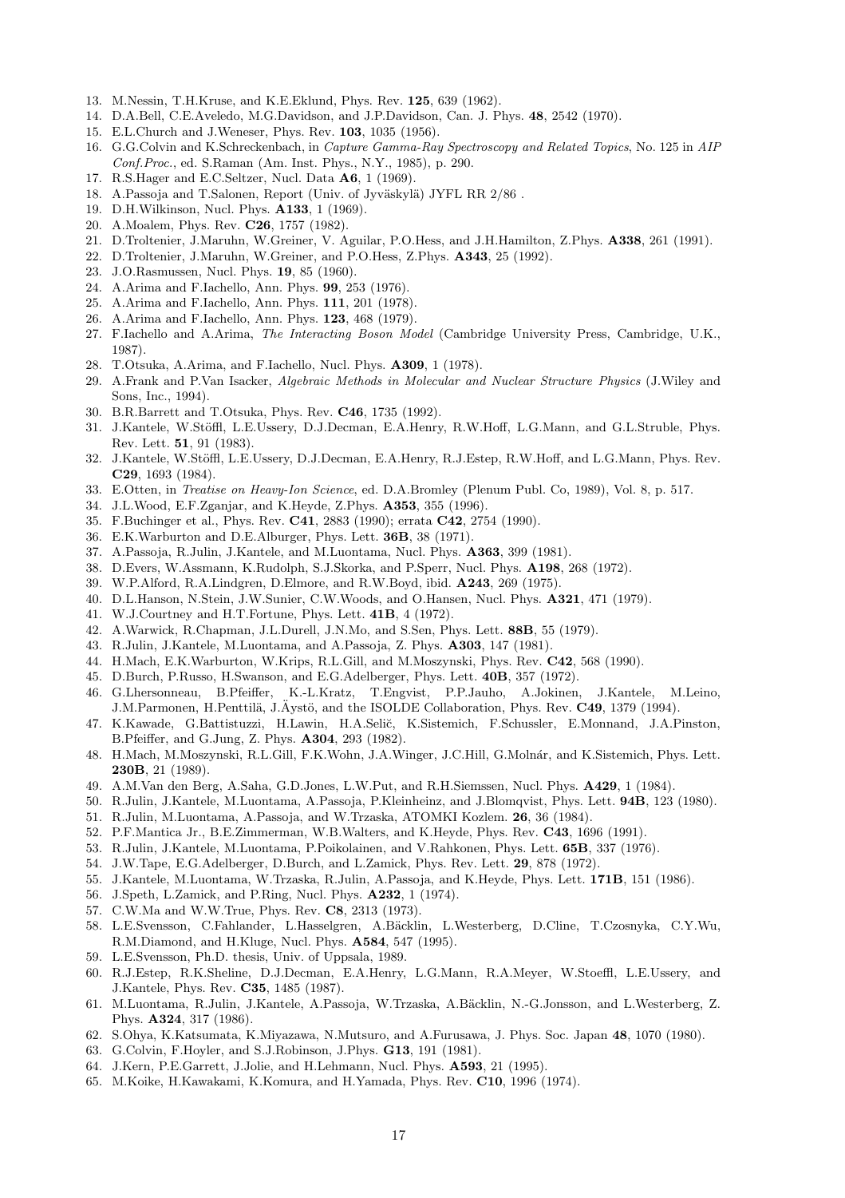13. M.Nessin, T.H.Kruse, and K.E.Eklund, Phys. Rev. **125**, 639 (1962).
14. D.A.Bell, C.E.Aveledo, M.G.Davidson, and J.P.Davidson, Can. J. Phys. **48**, 2542 (1970).
15. E.L.Church and J.Weneser, Phys. Rev. **103**, 1035 (1956).
16. G.G.Colvin and K.Schreckenbach, in *Capture Gamma-Ray Spectroscopy and Related Topics*, No. 125 in *AIP Conf.Proc.*, ed. S.Raman (Am. Inst. Phys., N.Y., 1985), p. 290.
17. R.S.Hager and E.C.Seltzer, Nucl. Data **A6**, 1 (1969).
18. A.Passoja and T.Salonen, Report (Univ. of Jyväskylä) JYFL RR 2/86 .
19. D.H.Wilkinson, Nucl. Phys. **A133**, 1 (1969).
20. A.Moalem, Phys. Rev. **C26**, 1757 (1982).
21. D.Troltenier, J.Maruhn, W.Greiner, V. Aguilar, P.O.Hess, and J.H.Hamilton, Z.Phys. **A338**, 261 (1991).
22. D.Troltenier, J.Maruhn, W.Greiner, and P.O.Hess, Z.Phys. **A343**, 25 (1992).
23. J.O.Rasmussen, Nucl. Phys. **19**, 85 (1960).
24. A.Arima and F.Iachello, Ann. Phys. **99**, 253 (1976).
25. A.Arima and F.Iachello, Ann. Phys. **111**, 201 (1978).
26. A.Arima and F.Iachello, Ann. Phys. **123**, 468 (1979).
27. F.Iachello and A.Arima, *The Interacting Boson Model* (Cambridge University Press, Cambridge, U.K., 1987).
28. T.Otsuka, A.Arima, and F.Iachello, Nucl. Phys. **A309**, 1 (1978).
29. A.Frank and P.Van Isacker, *Algebraic Methods in Molecular and Nuclear Structure Physics* (J.Wiley and Sons, Inc., 1994).
30. B.R.Barrett and T.Otsuka, Phys. Rev. **C46**, 1735 (1992).
31. J.Kantele, W.Stöffl, L.E.Ussery, D.J.Decman, E.A.Henry, R.W.Hoff, L.G.Mann, and G.L.Struble, Phys. Rev. Lett. **51**, 91 (1983).
32. J.Kantele, W.Stöffl, L.E.Ussery, D.J.Decman, E.A.Henry, R.J.Estep, R.W.Hoff, and L.G.Mann, Phys. Rev. **C29**, 1693 (1984).
33. E.Otten, in *Treatise on Heavy-Ion Science*, ed. D.A.Bromley (Plenum Publ. Co, 1989), Vol. 8, p. 517.
34. J.L.Wood, E.F.Zganjar, and K.Heyde, Z.Phys. **A353**, 355 (1996).
35. F.Buchinger et al., Phys. Rev. **C41**, 2883 (1990); errata **C42**, 2754 (1990).
36. E.K.Warburton and D.E.Alburger, Phys. Lett. **36B**, 38 (1971).
37. A.Passoja, R.Julin, J.Kantele, and M.Luontama, Nucl. Phys. **A363**, 399 (1981).
38. D.Evers, W.Assmann, K.Rudolph, S.J.Skorka, and P.Sperr, Nucl. Phys. **A198**, 268 (1972).
39. W.P.Alford, R.A.Lindgren, D.Elmore, and R.W.Boyd, ibid. **A243**, 269 (1975).
40. D.L.Hanson, N.Stein, J.W.Sunier, C.W.Woods, and O.Hansen, Nucl. Phys. **A321**, 471 (1979).
41. W.J.Courtney and H.T.Fortune, Phys. Lett. **41B**, 4 (1972).
42. A.Warwick, R.Chapman, J.L.Durell, J.N.Mo, and S.Sen, Phys. Lett. **88B**, 55 (1979).
43. R.Julin, J.Kantele, M.Luontama, and A.Passoja, Z. Phys. **A303**, 147 (1981).
44. H.Mach, E.K.Warburton, W.Krips, R.L.Gill, and M.Moszynski, Phys. Rev. **C42**, 568 (1990).
45. D.Burch, P.Russo, H.Swanson, and E.G.Adelberger, Phys. Lett. **40B**, 357 (1972).
46. G.Lhersonneau, B.Pfeiffer, K.-L.Kratz, T.Engvist, P.P.Jauho, A.Jokinen, J.Kantele, M.Leino, J.M.Parmonen, H.Penttilä, J.Äystö, and the ISOLDE Collaboration, Phys. Rev. **C49**, 1379 (1994).
47. K.Kawade, G.Battistuzzi, H.Lawin, H.A.Selič, K.Sistemich, F.Schussler, E.Monnand, J.A.Pinston, B.Pfeiffer, and G.Jung, Z. Phys. **A304**, 293 (1982).
48. H.Mach, M.Moszynski, R.L.Gill, F.K.Wohn, J.A.Winger, J.C.Hill, G.Molnár, and K.Sistemich, Phys. Lett. **230B**, 21 (1989).
49. A.M.Van den Berg, A.Saha, G.D.Jones, L.W.Put, and R.H.Siemssen, Nucl. Phys. **A429**, 1 (1984).
50. R.Julin, J.Kantele, M.Luontama, A.Passoja, P.Kleinheinz, and J.Blomqvist, Phys. Lett. **94B**, 123 (1980).
51. R.Julin, M.Luontama, A.Passoja, and W.Trzaska, ATOMKI Kozlem. **26**, 36 (1984).
52. P.F.Mantica Jr., B.E.Zimmerman, W.B.Walters, and K.Heyde, Phys. Rev. **C43**, 1696 (1991).
53. R.Julin, J.Kantele, M.Luontama, P.Poikolainen, and V.Rahkonen, Phys. Lett. **65B**, 337 (1976).
54. J.W.Tape, E.G.Adelberger, D.Burch, and L.Zamick, Phys. Rev. Lett. **29**, 878 (1972).
55. J.Kantele, M.Luontama, W.Trzaska, R.Julin, A.Passoja, and K.Heyde, Phys. Lett. **171B**, 151 (1986).
56. J.Speth, L.Zamick, and P.Ring, Nucl. Phys. **A232**, 1 (1974).
57. C.W.Ma and W.W.True, Phys. Rev. **C8**, 2313 (1973).
58. L.E.Svensson, C.Fahlander, L.Hasselgren, A.Bäcklin, L.Westerberg, D.Cline, T.Czosnyka, C.Y.Wu, R.M.Diamond, and H.Kluge, Nucl. Phys. **A584**, 547 (1995).
59. L.E.Svensson, Ph.D. thesis, Univ. of Uppsala, 1989.
60. R.J.Estep, R.K.Sheline, D.J.Decman, E.A.Henry, L.G.Mann, R.A.Meyer, W.Stoeffl, L.E.Ussery, and J.Kantele, Phys. Rev. **C35**, 1485 (1987).
61. M.Luontama, R.Julin, J.Kantele, A.Passoja, W.Trzaska, A.Bäcklin, N.-G.Jonsson, and L.Westerberg, Z. Phys. **A324**, 317 (1986).
62. S.Ohya, K.Katsumata, K.Miyazawa, N.Mutsuro, and A.Furusawa, J. Phys. Soc. Japan **48**, 1070 (1980).
63. G.Colvin, F.Hoyler, and S.J.Robinson, J.Phys. **G13**, 191 (1981).
64. J.Kern, P.E.Garrett, J.Jolie, and H.Lehmann, Nucl. Phys. **A593**, 21 (1995).
65. M.Koike, H.Kawakami, K.Komura, and H.Yamada, Phys. Rev. **C10**, 1996 (1974).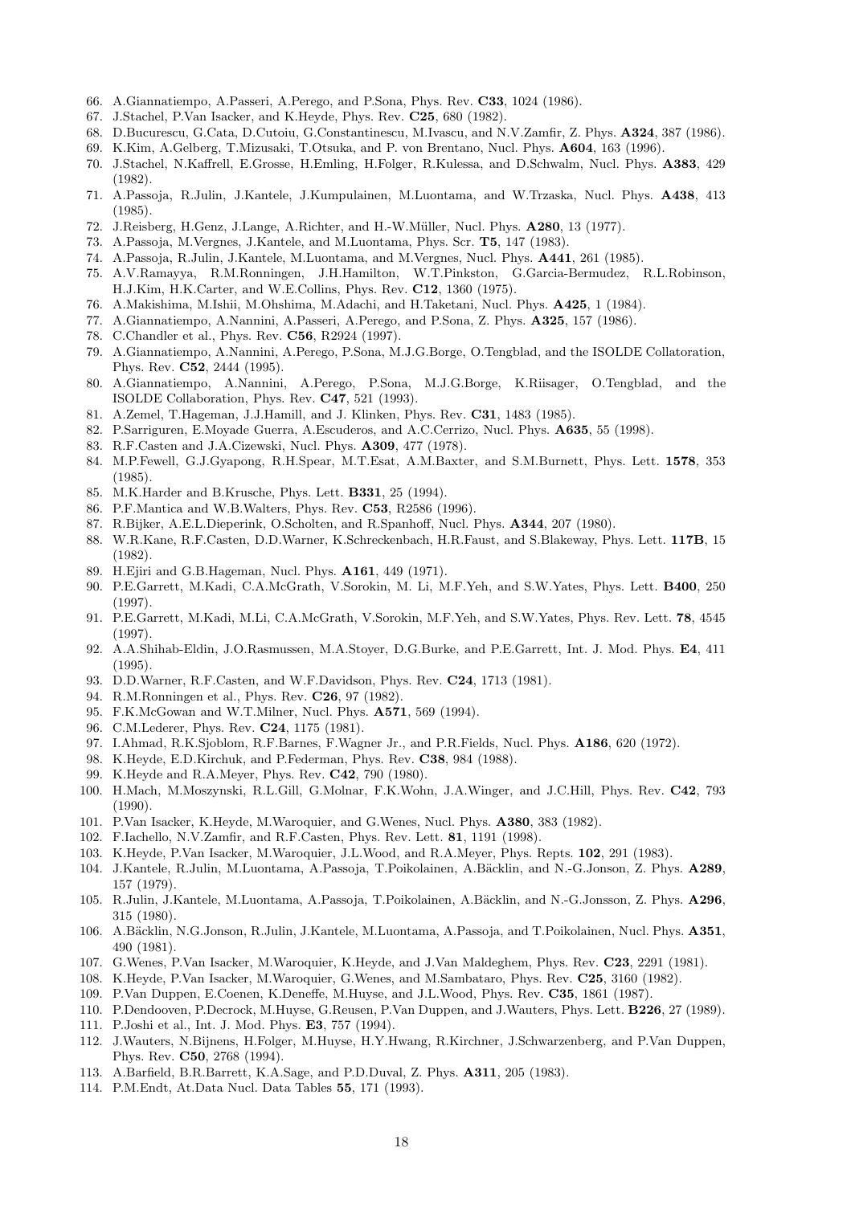66. A.Giannatiempo, A.Passeri, A.Perego, and P.Sona, Phys. Rev. **C33**, 1024 (1986).
67. J.Stachel, P.Van Isacker, and K.Heyde, Phys. Rev. **C25**, 680 (1982).
68. D.Bucurescu, G.Cata, D.Cutoiu, G.Constantinescu, M.Ivascu, and N.V.Zamfir, Z. Phys. **A324**, 387 (1986).
69. K.Kim, A.Gelberg, T.Mizusaki, T.Otsuka, and P. von Brentano, Nucl. Phys. **A604**, 163 (1996).
70. J.Stachel, N.Kaffrell, E.Grosse, H.Emling, H.Folger, R.Kulessa, and D.Schwalm, Nucl. Phys. **A383**, 429 (1982).
71. A.Passoja, R.Julin, J.Kantele, J.Kumpulainen, M.Luontama, and W.Trzaska, Nucl. Phys. **A438**, 413 (1985).
72. J.Reisberg, H.Genz, J.Lange, A.Richter, and H.-W.Müller, Nucl. Phys. **A280**, 13 (1977).
73. A.Passoja, M.Vergnes, J.Kantele, and M.Luontama, Phys. Scr. **T5**, 147 (1983).
74. A.Passoja, R.Julin, J.Kantele, M.Luontama, and M.Vergnes, Nucl. Phys. **A441**, 261 (1985).
75. A.V.Ramayya, R.M.Ronningen, J.H.Hamilton, W.T.Pinkston, G.Garcia-Bermudez, R.L.Robinson, H.J.Kim, H.K.Carter, and W.E.Collins, Phys. Rev. **C12**, 1360 (1975).
76. A.Makishima, M.Ishii, M.Ohshima, M.Adachi, and H.Taketani, Nucl. Phys. **A425**, 1 (1984).
77. A.Giannatiempo, A.Nannini, A.Passeri, A.Perego, and P.Sona, Z. Phys. **A325**, 157 (1986).
78. C.Chandler et al., Phys. Rev. **C56**, R2924 (1997).
79. A.Giannatiempo, A.Nannini, A.Perego, P.Sona, M.J.G.Borge, O.Tengblad, and the ISOLDE Collatoration, Phys. Rev. **C52**, 2444 (1995).
80. A.Giannatiempo, A.Nannini, A.Perego, P.Sona, M.J.G.Borge, K.Riisager, O.Tengblad, and the ISOLDE Collaboration, Phys. Rev. **C47**, 521 (1993).
81. A.Zemel, T.Hageman, J.J.Hamill, and J. Klinken, Phys. Rev. **C31**, 1483 (1985).
82. P.Sarriguren, E.Moyade Guerra, A.Escuderos, and A.C.Cerrizo, Nucl. Phys. **A635**, 55 (1998).
83. R.F.Casten and J.A.Cizewski, Nucl. Phys. **A309**, 477 (1978).
84. M.P.Fewell, G.J.Gyapong, R.H.Spear, M.T.Esat, A.M.Baxter, and S.M.Burnett, Phys. Lett. **1578**, 353 (1985).
85. M.K.Harder and B.Krusche, Phys. Lett. **B331**, 25 (1994).
86. P.F.Mantica and W.B.Walters, Phys. Rev. **C53**, R2586 (1996).
87. R.Bijker, A.E.L.Dieperink, O.Scholten, and R.Spanhoff, Nucl. Phys. **A344**, 207 (1980).
88. W.R.Kane, R.F.Casten, D.D.Warner, K.Schreckenbach, H.R.Faust, and S.Blakeway, Phys. Lett. **117B**, 15 (1982).
89. H.Ejiri and G.B.Hageman, Nucl. Phys. **A161**, 449 (1971).
90. P.E.Garrett, M.Kadi, C.A.McGrath, V.Sorokin, M. Li, M.F.Yeh, and S.W.Yates, Phys. Lett. **B400**, 250 (1997).
91. P.E.Garrett, M.Kadi, M.Li, C.A.McGrath, V.Sorokin, M.F.Yeh, and S.W.Yates, Phys. Rev. Lett. **78**, 4545 (1997).
92. A.A.Shihab-Eldin, J.O.Rasmussen, M.A.Stoyer, D.G.Burke, and P.E.Garrett, Int. J. Mod. Phys. **E4**, 411 (1995).
93. D.D.Warner, R.F.Casten, and W.F.Davidson, Phys. Rev. **C24**, 1713 (1981).
94. R.M.Ronningen et al., Phys. Rev. **C26**, 97 (1982).
95. F.K.McGowan and W.T.Milner, Nucl. Phys. **A571**, 569 (1994).
96. C.M.Lederer, Phys. Rev. **C24**, 1175 (1981).
97. I.Ahmad, R.K.Sjoblom, R.F.Barnes, F.Wagner Jr., and P.R.Fields, Nucl. Phys. **A186**, 620 (1972).
98. K.Heyde, E.D.Kirchuk, and P.Federman, Phys. Rev. **C38**, 984 (1988).
99. K.Heyde and R.A.Meyer, Phys. Rev. **C42**, 790 (1980).
100. H.Mach, M.Moszynski, R.L.Gill, G.Molnar, F.K.Wohn, J.A.Winger, and J.C.Hill, Phys. Rev. **C42**, 793 (1990).
101. P.Van Isacker, K.Heyde, M.Waroquier, and G.Wenes, Nucl. Phys. **A380**, 383 (1982).
102. F.Iachello, N.V.Zamfir, and R.F.Casten, Phys. Rev. Lett. **81**, 1191 (1998).
103. K.Heyde, P.Van Isacker, M.Waroquier, J.L.Wood, and R.A.Meyer, Phys. Repts. **102**, 291 (1983).
104. J.Kantele, R.Julin, M.Luontama, A.Passoja, T.Poikolainen, A.Bäcklin, and N.-G.Jonson, Z. Phys. **A289**, 157 (1979).
105. R.Julin, J.Kantele, M.Luontama, A.Passoja, T.Poikolainen, A.Bäcklin, and N.-G.Jonsson, Z. Phys. **A296**, 315 (1980).
106. A.Bäcklin, N.G.Jonson, R.Julin, J.Kantele, M.Luontama, A.Passoja, and T.Poikolainen, Nucl. Phys. **A351**, 490 (1981).
107. G.Wenes, P.Van Isacker, M.Waroquier, K.Heyde, and J.Van Maldeghem, Phys. Rev. **C23**, 2291 (1981).
108. K.Heyde, P.Van Isacker, M.Waroquier, G.Wenes, and M.Sambataro, Phys. Rev. **C25**, 3160 (1982).
109. P.Van Duppen, E.Coenen, K.Deneffe, M.Huyse, and J.L.Wood, Phys. Rev. **C35**, 1861 (1987).
110. P.Dendooven, P.Decrock, M.Huyse, G.Reusen, P.Van Duppen, and J.Wauters, Phys. Lett. **B226**, 27 (1989).
111. P.Joshi et al., Int. J. Mod. Phys. **E3**, 757 (1994).
112. J.Wauters, N.Bijnens, H.Folger, M.Huyse, H.Y.Hwang, R.Kirchner, J.Schwarzenberg, and P.Van Duppen, Phys. Rev. **C50**, 2768 (1994).
113. A.Barfield, B.R.Barrett, K.A.Sage, and P.D.Duval, Z. Phys. **A311**, 205 (1983).
114. P.M.Endt, At.Data Nucl. Data Tables **55**, 171 (1993).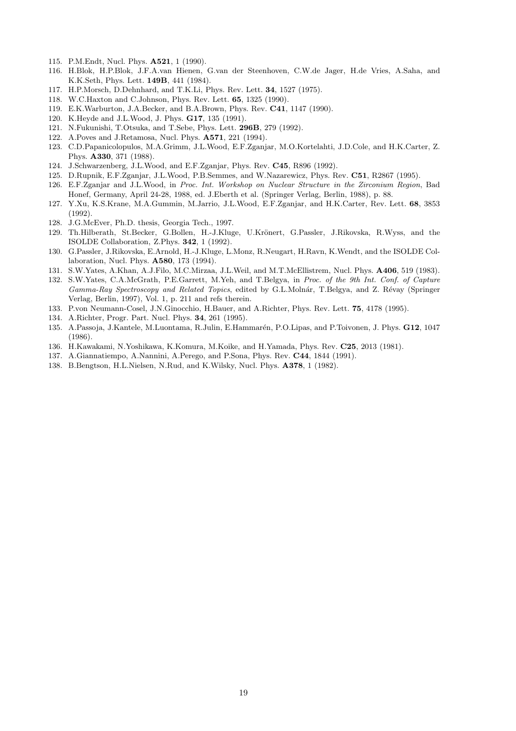115. P.M.Endt, Nucl. Phys. **A521**, 1 (1990).
116. H.Blok, H.P.Blok, J.F.A.van Hienen, G.van der Steenhoven, C.W.de Jager, H.de Vries, A.Saha, and K.K.Seth, Phys. Lett. **149B**, 441 (1984).
117. H.P.Morsch, D.Dehnhard, and T.K.Li, Phys. Rev. Lett. **34**, 1527 (1975).
118. W.C.Haxton and C.Johnson, Phys. Rev. Lett. **65**, 1325 (1990).
119. E.K.Warburton, J.A.Becker, and B.A.Brown, Phys. Rev. **C41**, 1147 (1990).
120. K.Heyde and J.L.Wood, J. Phys. **G17**, 135 (1991).
121. N.Fukunishi, T.Otsuka, and T.Sebe, Phys. Lett. **296B**, 279 (1992).
122. A.Poves and J.Retamosa, Nucl. Phys. **A571**, 221 (1994).
123. C.D.Papanicolopulos, M.A.Grimm, J.L.Wood, E.F.Zganjar, M.O.Kortelahti, J.D.Cole, and H.K.Carter, Z. Phys. **A330**, 371 (1988).
124. J.Schwarzenberg, J.L.Wood, and E.F.Zganjar, Phys. Rev. **C45**, R896 (1992).
125. D.Rupnik, E.F.Zganjar, J.L.Wood, P.B.Semmes, and W.Nazarewicz, Phys. Rev. **C51**, R2867 (1995).
126. E.F.Zganjar and J.L.Wood, in *Proc. Int. Workshop on Nuclear Structure in the Zirconium Region*, Bad Honef, Germany, April 24-28, 1988, ed. J.Eberth et al. (Springer Verlag, Berlin, 1988), p. 88.
127. Y.Xu, K.S.Krane, M.A.Gummin, M.Jarrio, J.L.Wood, E.F.Zganjar, and H.K.Carter, Rev. Lett. **68**, 3853 (1992).
128. J.G.McEver, Ph.D. thesis, Georgia Tech., 1997.
129. Th.Hilberath, St.Becker, G.Bollen, H.-J.Kluge, U.Krönert, G.Passler, J.Rikovska, R.Wyss, and the ISOLDE Collaboration, Z.Phys. **342**, 1 (1992).
130. G.Passler, J.Rikovska, E.Arnold, H.-J.Kluge, L.Monz, R.Neugart, H.Ravn, K.Wendt, and the ISOLDE Collaboration, Nucl. Phys. **A580**, 173 (1994).
131. S.W.Yates, A.Khan, A.J.Filo, M.C.Mirzaa, J.L.Weil, and M.T.McEllistrem, Nucl. Phys. **A406**, 519 (1983).
132. S.W.Yates, C.A.McGrath, P.E.Garrett, M.Yeh, and T.Belgya, in *Proc. of the 9th Int. Conf. of Capture Gamma-Ray Spectroscopy and Related Topics*, edited by G.L.Molnár, T.Belgya, and Z. Révay (Springer Verlag, Berlin, 1997), Vol. 1, p. 211 and refs therein.
133. P.von Neumann-Cosel, J.N.Ginocchio, H.Bauer, and A.Richter, Phys. Rev. Lett. **75**, 4178 (1995).
134. A.Richter, Progr. Part. Nucl. Phys. **34**, 261 (1995).
135. A.Passoja, J.Kantele, M.Luontama, R.Julin, E.Hammarén, P.O.Lipas, and P.Toivonen, J. Phys. **G12**, 1047 (1986).
136. H.Kawakami, N.Yoshikawa, K.Komura, M.Koike, and H.Yamada, Phys. Rev. **C25**, 2013 (1981).
137. A.Giannatiempo, A.Nannini, A.Perego, and P.Sona, Phys. Rev. **C44**, 1844 (1991).
138. B.Bengtson, H.L.Nielsen, N.Rud, and K.Wilsky, Nucl. Phys. **A378**, 1 (1982).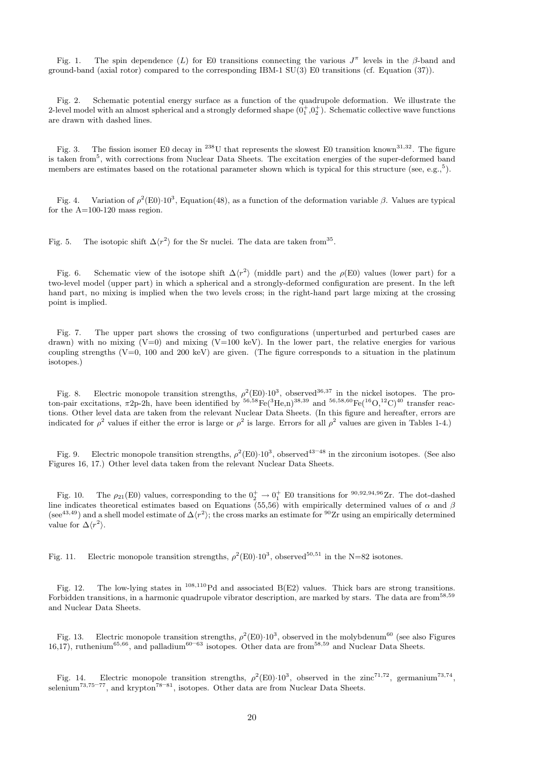Fig. 1. The spin dependence ($L$) for E0 transitions connecting the various $J^\pi$ levels in the $\beta$-band and ground-band (axial rotor) compared to the corresponding IBM-1 SU(3) E0 transitions (cf. Equation (37)).

Fig. 2. Schematic potential energy surface as a function of the quadrupole deformation. We illustrate the 2-level model with an almost spherical and a strongly deformed shape ($0_1^+$,$0_2^+$). Schematic collective wave functions are drawn with dashed lines.

Fig. 3. The fission isomer E0 decay in $^{238}$U that represents the slowest E0 transition known[31,32]. The figure is taken from[5], with corrections from Nuclear Data Sheets. The excitation energies of the super-deformed band members are estimates based on the rotational parameter shown which is typical for this structure (see, e.g.,[5]).

Fig. 4. Variation of $\rho^2(\mathrm{E0})\cdot 10^3$, Equation(48), as a function of the deformation variable $\beta$. Values are typical for the A=100-120 mass region.

Fig. 5. The isotopic shift $\Delta\langle r^2\rangle$ for the Sr nuclei. The data are taken from[35].

Fig. 6. Schematic view of the isotope shift $\Delta\langle r^2\rangle$ (middle part) and the $\rho$(E0) values (lower part) for a two-level model (upper part) in which a spherical and a strongly-deformed configuration are present. In the left hand part, no mixing is implied when the two levels cross; in the right-hand part large mixing at the crossing point is implied.

Fig. 7. The upper part shows the crossing of two configurations (unperturbed and perturbed cases are drawn) with no mixing (V=0) and mixing (V=100 keV). In the lower part, the relative energies for various coupling strengths (V=0, 100 and 200 keV) are given. (The figure corresponds to a situation in the platinum isotopes.)

Fig. 8. Electric monopole transition strengths, $\rho^2(\mathrm{E0})\cdot 10^3$, observed[36,37] in the nickel isotopes. The proton-pair excitations, $\pi$2p-2h, have been identified by $^{56,58}$Fe($^3$He,n)[38,39] and $^{56,58,60}$Fe($^{16}$O,$^{12}$C)[40] transfer reactions. Other level data are taken from the relevant Nuclear Data Sheets. (In this figure and hereafter, errors are indicated for $\rho^2$ values if either the error is large or $\rho^2$ is large. Errors for all $\rho^2$ values are given in Tables 1-4.)

Fig. 9. Electric monopole transition strengths, $\rho^2(\mathrm{E0})\cdot 10^3$, observed[43−48] in the zirconium isotopes. (See also Figures 16, 17.) Other level data taken from the relevant Nuclear Data Sheets.

Fig. 10. The $\rho_{21}$(E0) values, corresponding to the $0_2^+ \rightarrow 0_1^+$ E0 transitions for $^{90,92,94,96}$Zr. The dot-dashed line indicates theoretical estimates based on Equations (55,56) with empirically determined values of $\alpha$ and $\beta$ (see[43,49]) and a shell model estimate of $\Delta\langle r^2\rangle$; the cross marks an estimate for $^{90}$Zr using an empirically determined value for $\Delta\langle r^2\rangle$.

Fig. 11. Electric monopole transition strengths, $\rho^2(\mathrm{E0})\cdot 10^3$, observed[50,51] in the N=82 isotones.

Fig. 12. The low-lying states in $^{108,110}$Pd and associated B(E2) values. Thick bars are strong transitions. Forbidden transitions, in a harmonic quadrupole vibrator description, are marked by stars. The data are from[58,59] and Nuclear Data Sheets.

Fig. 13. Electric monopole transition strengths, $\rho^2(\mathrm{E0})\cdot 10^3$, observed in the molybdenum[60] (see also Figures 16,17), ruthenium[65,66], and palladium[60−63] isotopes. Other data are from[58,59] and Nuclear Data Sheets.

Fig. 14. Electric monopole transition strengths, $\rho^2(\mathrm{E0})\cdot 10^3$, observed in the zinc[71,72], germanium[73,74], selenium[73,75−77], and krypton[78−81], isotopes. Other data are from Nuclear Data Sheets.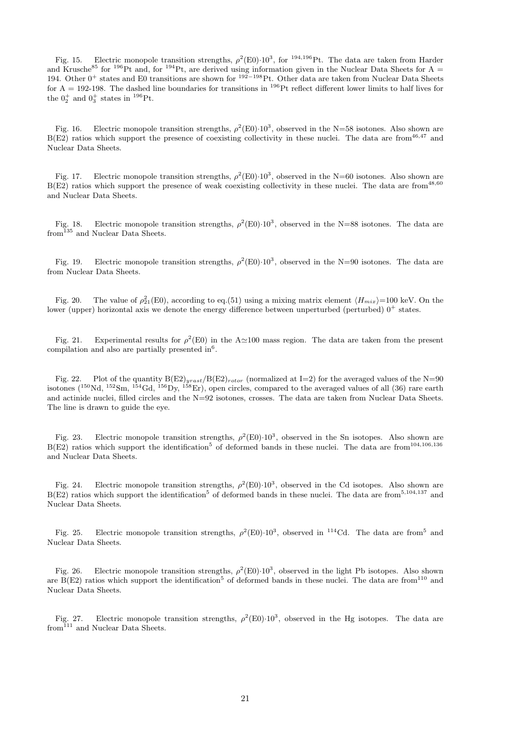Fig. 15. Electric monopole transition strengths, $\rho^2(\mathrm{E0})\cdot 10^3$, for $^{194,196}$Pt. The data are taken from Harder and Krusche[85] for $^{196}$Pt and, for $^{194}$Pt, are derived using information given in the Nuclear Data Sheets for A = 194. Other $0^+$ states and E0 transitions are shown for $^{192-198}$Pt. Other data are taken from Nuclear Data Sheets for A = 192-198. The dashed line boundaries for transitions in $^{196}$Pt reflect different lower limits to half lives for the $0_2^+$ and $0_3^+$ states in $^{196}$Pt.

Fig. 16. Electric monopole transition strengths, $\rho^2(\mathrm{E0})\cdot 10^3$, observed in the N=58 isotones. Also shown are B(E2) ratios which support the presence of coexisting collectivity in these nuclei. The data are from[46,47] and Nuclear Data Sheets.

Fig. 17. Electric monopole transition strengths, $\rho^2(\mathrm{E0})\cdot 10^3$, observed in the N=60 isotones. Also shown are B(E2) ratios which support the presence of weak coexisting collectivity in these nuclei. The data are from[48,60] and Nuclear Data Sheets.

Fig. 18. Electric monopole transition strengths, $\rho^2(\mathrm{E0})\cdot 10^3$, observed in the N=88 isotones. The data are from[135] and Nuclear Data Sheets.

Fig. 19. Electric monopole transition strengths, $\rho^2(\mathrm{E0})\cdot 10^3$, observed in the N=90 isotones. The data are from Nuclear Data Sheets.

Fig. 20. The value of $\rho^2_{21}(\mathrm{E0})$, according to eq.(51) using a mixing matrix element $\langle H_{mix}\rangle$=100 keV. On the lower (upper) horizontal axis we denote the energy difference between unperturbed (perturbed) $0^+$ states.

Fig. 21. Experimental results for $\rho^2(\mathrm{E0})$ in the A$\simeq$100 mass region. The data are taken from the present compilation and also are partially presented in[6].

Fig. 22. Plot of the quantity $\mathrm{B(E2)}_{yrast}/\mathrm{B(E2)}_{rotor}$ (normalized at I=2) for the averaged values of the N=90 isotones ($^{150}$Nd, $^{152}$Sm, $^{154}$Gd, $^{156}$Dy, $^{158}$Er), open circles, compared to the averaged values of all (36) rare earth and actinide nuclei, filled circles and the N=92 isotones, crosses. The data are taken from Nuclear Data Sheets. The line is drawn to guide the eye.

Fig. 23. Electric monopole transition strengths, $\rho^2(\mathrm{E0})\cdot 10^3$, observed in the Sn isotopes. Also shown are B(E2) ratios which support the identification[5] of deformed bands in these nuclei. The data are from[104,106,136] and Nuclear Data Sheets.

Fig. 24. Electric monopole transition strengths, $\rho^2(\mathrm{E0})\cdot 10^3$, observed in the Cd isotopes. Also shown are B(E2) ratios which support the identification[5] of deformed bands in these nuclei. The data are from[5,104,137] and Nuclear Data Sheets.

Fig. 25. Electric monopole transition strengths, $\rho^2(\mathrm{E0})\cdot 10^3$, observed in $^{114}$Cd. The data are from[5] and Nuclear Data Sheets.

Fig. 26. Electric monopole transition strengths, $\rho^2(\mathrm{E0})\cdot 10^3$, observed in the light Pb isotopes. Also shown are B(E2) ratios which support the identification[5] of deformed bands in these nuclei. The data are from[110] and Nuclear Data Sheets.

Fig. 27. Electric monopole transition strengths, $\rho^2(\mathrm{E0})\cdot 10^3$, observed in the Hg isotopes. The data are from[111] and Nuclear Data Sheets.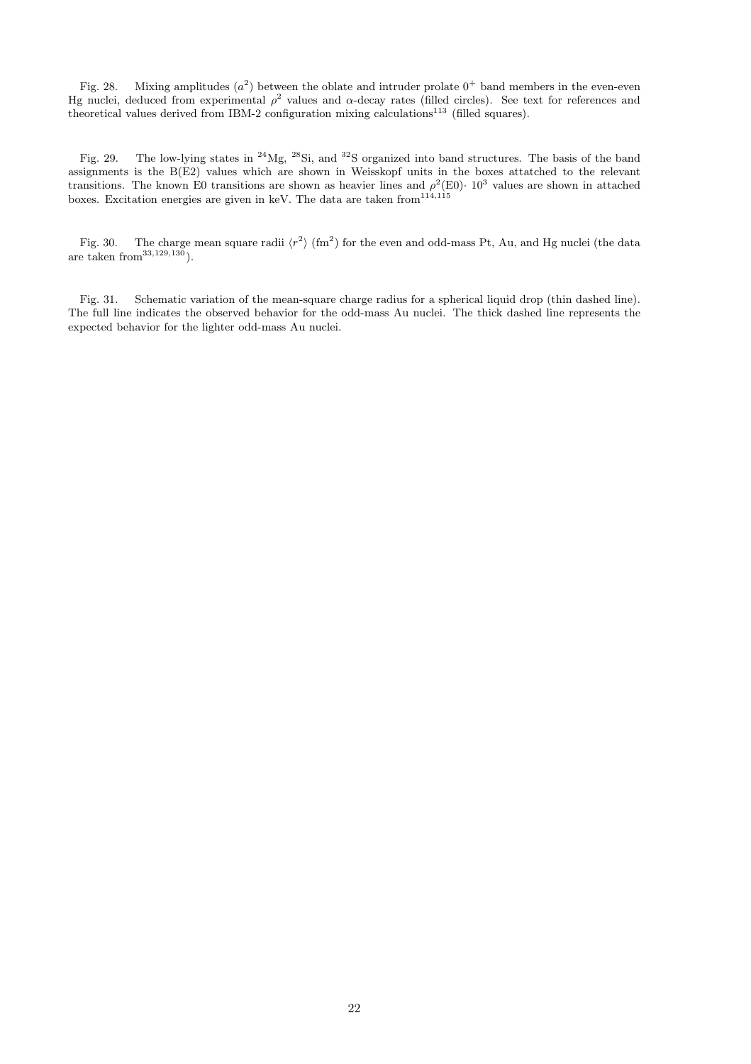Fig. 28. Mixing amplitudes ($a^2$) between the oblate and intruder prolate $0^+$ band members in the even-even Hg nuclei, deduced from experimental $\rho^2$ values and $\alpha$-decay rates (filled circles). See text for references and theoretical values derived from IBM-2 configuration mixing calculations[113] (filled squares).

Fig. 29. The low-lying states in $^{24}$Mg, $^{28}$Si, and $^{32}$S organized into band structures. The basis of the band assignments is the B(E2) values which are shown in Weisskopf units in the boxes attatched to the relevant transitions. The known E0 transitions are shown as heavier lines and $\rho^2(\mathrm{E0}) \cdot 10^3$ values are shown in attached boxes. Excitation energies are given in keV. The data are taken from[114,115]

Fig. 30. The charge mean square radii $\langle r^2 \rangle$ (fm$^2$) for the even and odd-mass Pt, Au, and Hg nuclei (the data are taken from[33,129,130]).

Fig. 31. Schematic variation of the mean-square charge radius for a spherical liquid drop (thin dashed line). The full line indicates the observed behavior for the odd-mass Au nuclei. The thick dashed line represents the expected behavior for the lighter odd-mass Au nuclei.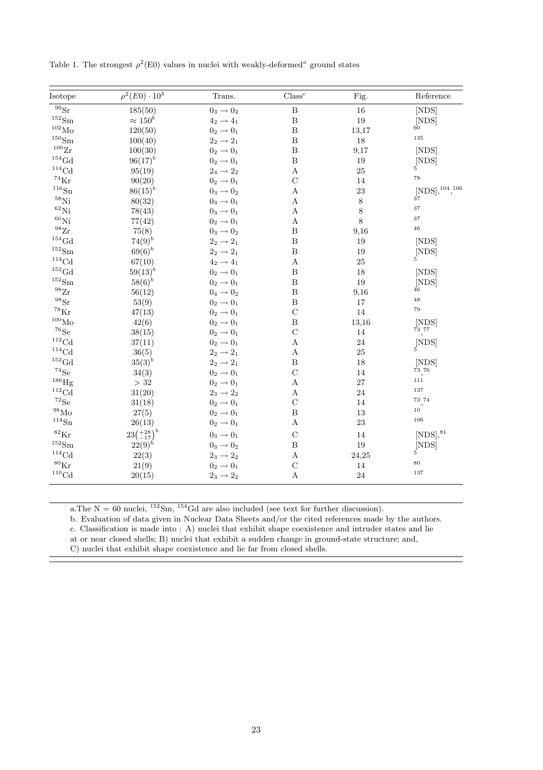Table 1. The strongest $\rho^2(\mathrm{E0})$ values in nuclei with weakly-deformed[a] ground states

| Isotope | $\rho^2(E0)\cdot 10^3$ | Trans. | Class[c] | Fig. | Reference |
|---|---|---|---|---|---|
| $^{96}$Sr | 185(50) | $0_3 \rightarrow 0_2$ | B | 16 | [NDS] |
| $^{152}$Sm | $\approx 150^b$ | $4_2 \rightarrow 4_1$ | B | 19 | [NDS] |
| $^{102}$Mo | 120(50) | $0_2 \rightarrow 0_1$ | B | 13,17 | [60] |
| $^{150}$Sm | 100(40) | $2_2 \rightarrow 2_1$ | B | 18 | [135] |
| $^{100}$Zr | 100(30) | $0_2 \rightarrow 0_1$ | B | 9,17 | [NDS] |
| $^{154}$Gd | $96(17)^b$ | $0_2 \rightarrow 0_1$ | B | 19 | [NDS] |
| $^{114}$Cd | 95(19) | $2_4 \rightarrow 2_2$ | A | 25 | [5] |
| $^{74}$Kr | 90(20) | $0_2 \rightarrow 0_1$ | C | 14 | [78] |
| $^{116}$Sn | $86(15)^b$ | $0_3 \rightarrow 0_2$ | A | 23 | [NDS],[104],[106] |
| $^{58}$Ni | 80(32) | $0_3 \rightarrow 0_1$ | A | 8 | [37] |
| $^{62}$Ni | 78(43) | $0_3 \rightarrow 0_1$ | A | 8 | [37] |
| $^{60}$Ni | 77(42) | $0_2 \rightarrow 0_1$ | A | 8 | [37] |
| $^{98}$Zr | 75(8) | $0_3 \rightarrow 0_2$ | B | 9,16 | [46] |
| $^{154}$Gd | $74(9)^b$ | $2_2 \rightarrow 2_1$ | B | 19 | [NDS] |
| $^{152}$Sm | $69(6)^b$ | $2_2 \rightarrow 2_1$ | B | 19 | [NDS] |
| $^{114}$Cd | 67(10) | $4_2 \rightarrow 4_1$ | A | 25 | [5] |
| $^{152}$Gd | $59(13)^b$ | $0_2 \rightarrow 0_1$ | B | 18 | [NDS] |
| $^{152}$Sm | $58(6)^b$ | $0_2 \rightarrow 0_1$ | B | 19 | [NDS] |
| $^{98}$Zr | 56(12) | $0_4 \rightarrow 0_2$ | B | 9,16 | [46] |
| $^{98}$Sr | 53(9) | $0_2 \rightarrow 0_1$ | B | 17 | [48] |
| $^{78}$Kr | 47(13) | $0_2 \rightarrow 0_1$ | C | 14 | [79] |
| $^{100}$Mo | 42(6) | $0_2 \rightarrow 0_1$ | B | 13,16 | [NDS] |
| $^{76}$Se | 38(15) | $0_2 \rightarrow 0_1$ | C | 14 | [73],[77] |
| $^{112}$Cd | 37(11) | $0_2 \rightarrow 0_1$ | A | 24 | [NDS] |
| $^{114}$Cd | 36(5) | $2_2 \rightarrow 2_1$ | A | 25 | [5] |
| $^{152}$Gd | $35(3)^b$ | $2_2 \rightarrow 2_1$ | B | 18 | [NDS] |
| $^{74}$Se | 34(3) | $0_2 \rightarrow 0_1$ | C | 14 | [73],[76] |
| $^{186}$Hg | $> 32$ | $0_2 \rightarrow 0_1$ | A | 27 | [111] |
| $^{112}$Cd | 31(20) | $2_3 \rightarrow 2_2$ | A | 24 | [137] |
| $^{72}$Se | 31(18) | $0_2 \rightarrow 0_1$ | C | 14 | [73],[74] |
| $^{98}$Mo | 27(5) | $0_2 \rightarrow 0_1$ | B | 13 | [10] |
| $^{114}$Sn | 26(13) | $0_2 \rightarrow 0_1$ | A | 23 | [106] |
| $^{82}$Kr | $23\left(^{+28}_{-17}\right)^b$ | $0_3 \rightarrow 0_1$ | C | 14 | [NDS],[81] |
| $^{152}$Sm | $22(9)^b$ | $0_3 \rightarrow 0_2$ | B | 19 | [NDS] |
| $^{114}$Cd | 22(3) | $2_3 \rightarrow 2_2$ | A | 24,25 | [5] |
| $^{80}$Kr | 21(9) | $0_2 \rightarrow 0_1$ | C | 14 | [80] |
| $^{110}$Cd | 20(15) | $2_3 \rightarrow 2_2$ | A | 24 | [137] |

a. The N = 60 nuclei, $^{152}$Sm, $^{154}$Gd are also included (see text for further discussion).
b. Evaluation of data given in Nuclear Data Sheets and/or the cited references made by the authors.
c. Classification is made into : A) nuclei that exhibit shape coexistence and intruder states and lie at or near closed shells; B) nuclei that exhibit a sudden change in ground-state structure; and, C) nuclei that exhibit shape coexistence and lie far from closed shells.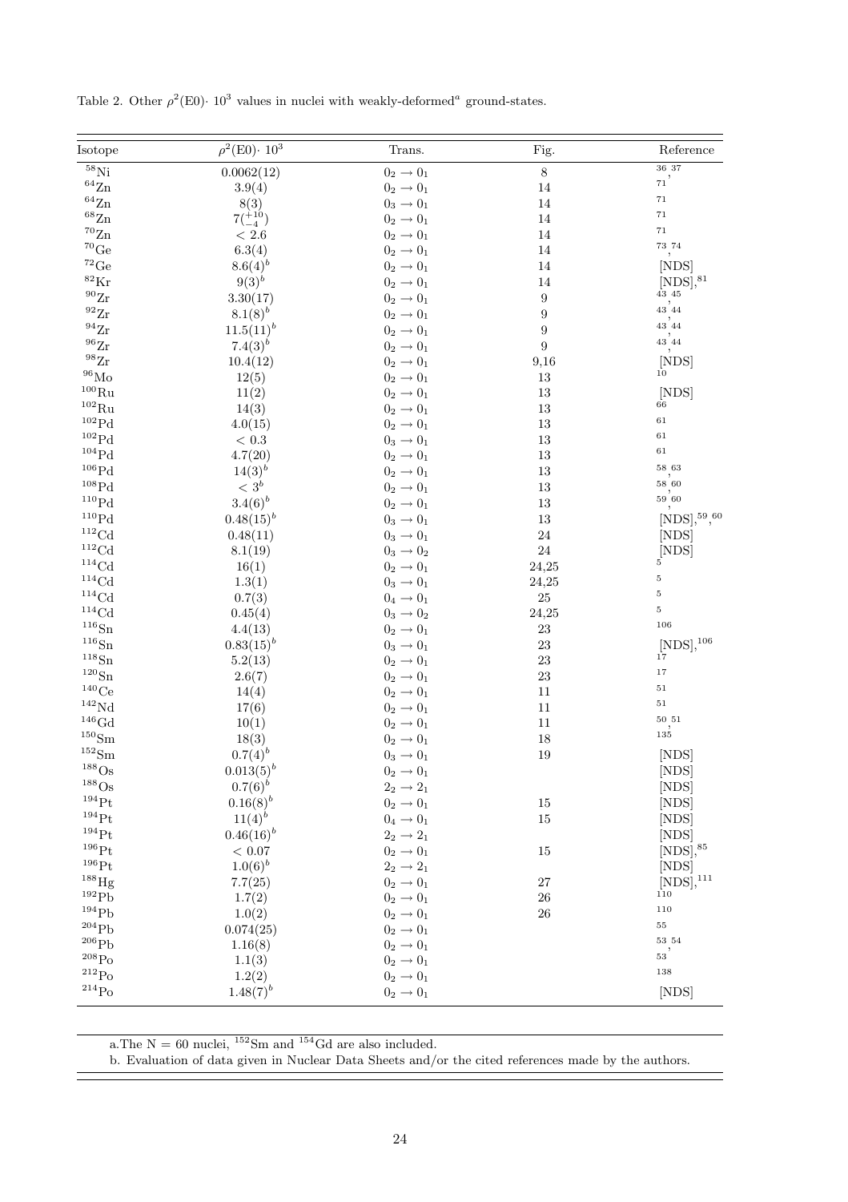Table 2. Other $\rho^2(\mathrm{E0})\cdot 10^3$ values in nuclei with weakly-deformed[a] ground-states.

| Isotope | $\rho^2(\mathrm{E0})\cdot 10^3$ | Trans. | Fig. | Reference |
|---|---|---|---|---|
| $^{58}$Ni | 0.0062(12) | $0_2 \rightarrow 0_1$ | 8 | [36, 37] |
| $^{64}$Zn | 3.9(4) | $0_2 \rightarrow 0_1$ | 14 | [71] |
| $^{64}$Zn | 8(3) | $0_3 \rightarrow 0_1$ | 14 | [71] |
| $^{68}$Zn | $7(^{+10}_{-4})$ | $0_2 \rightarrow 0_1$ | 14 | [71] |
| $^{70}$Zn | $< 2.6$ | $0_2 \rightarrow 0_1$ | 14 | [71] |
| $^{70}$Ge | 6.3(4) | $0_2 \rightarrow 0_1$ | 14 | [73, 74] |
| $^{72}$Ge | $8.6(4)^b$ | $0_2 \rightarrow 0_1$ | 14 | [NDS] |
| $^{82}$Kr | $9(3)^b$ | $0_2 \rightarrow 0_1$ | 14 | [NDS], [81] |
| $^{90}$Zr | 3.30(17) | $0_2 \rightarrow 0_1$ | 9 | [43, 45] |
| $^{92}$Zr | $8.1(8)^b$ | $0_2 \rightarrow 0_1$ | 9 | [43, 44] |
| $^{94}$Zr | $11.5(11)^b$ | $0_2 \rightarrow 0_1$ | 9 | [43, 44] |
| $^{96}$Zr | $7.4(3)^b$ | $0_2 \rightarrow 0_1$ | 9 | [43, 44] |
| $^{98}$Zr | 10.4(12) | $0_2 \rightarrow 0_1$ | 9,16 | [NDS] |
| $^{96}$Mo | 12(5) | $0_2 \rightarrow 0_1$ | 13 | [10] |
| $^{100}$Ru | 11(2) | $0_2 \rightarrow 0_1$ | 13 | [NDS] |
| $^{102}$Ru | 14(3) | $0_2 \rightarrow 0_1$ | 13 | [66] |
| $^{102}$Pd | 4.0(15) | $0_2 \rightarrow 0_1$ | 13 | [61] |
| $^{102}$Pd | $< 0.3$ | $0_3 \rightarrow 0_1$ | 13 | [61] |
| $^{104}$Pd | 4.7(20) | $0_2 \rightarrow 0_1$ | 13 | [61] |
| $^{106}$Pd | $14(3)^b$ | $0_2 \rightarrow 0_1$ | 13 | [58, 63] |
| $^{108}$Pd | $< 3^b$ | $0_2 \rightarrow 0_1$ | 13 | [58, 60] |
| $^{110}$Pd | $3.4(6)^b$ | $0_2 \rightarrow 0_1$ | 13 | [59, 60] |
| $^{110}$Pd | $0.48(15)^b$ | $0_3 \rightarrow 0_1$ | 13 | [NDS], [59], [60] |
| $^{112}$Cd | 0.48(11) | $0_3 \rightarrow 0_1$ | 24 | [NDS] |
| $^{112}$Cd | 8.1(19) | $0_3 \rightarrow 0_2$ | 24 | [NDS] |
| $^{114}$Cd | 16(1) | $0_2 \rightarrow 0_1$ | 24,25 | [5] |
| $^{114}$Cd | 1.3(1) | $0_3 \rightarrow 0_1$ | 24,25 | [5] |
| $^{114}$Cd | 0.7(3) | $0_4 \rightarrow 0_1$ | 25 | [5] |
| $^{114}$Cd | 0.45(4) | $0_3 \rightarrow 0_2$ | 24,25 | [5] |
| $^{116}$Sn | 4.4(13) | $0_2 \rightarrow 0_1$ | 23 | [106] |
| $^{116}$Sn | $0.83(15)^b$ | $0_3 \rightarrow 0_1$ | 23 | [NDS], [106] |
| $^{118}$Sn | 5.2(13) | $0_2 \rightarrow 0_1$ | 23 | [17] |
| $^{120}$Sn | 2.6(7) | $0_2 \rightarrow 0_1$ | 23 | [17] |
| $^{140}$Ce | 14(4) | $0_2 \rightarrow 0_1$ | 11 | [51] |
| $^{142}$Nd | 17(6) | $0_2 \rightarrow 0_1$ | 11 | [51] |
| $^{146}$Gd | 10(1) | $0_2 \rightarrow 0_1$ | 11 | [50, 51] |
| $^{150}$Sm | 18(3) | $0_2 \rightarrow 0_1$ | 18 | [135] |
| $^{152}$Sm | $0.7(4)^b$ | $0_3 \rightarrow 0_1$ | 19 | [NDS] |
| $^{188}$Os | $0.013(5)^b$ | $0_2 \rightarrow 0_1$ | | [NDS] |
| $^{188}$Os | $0.7(6)^b$ | $2_2 \rightarrow 2_1$ | | [NDS] |
| $^{194}$Pt | $0.16(8)^b$ | $0_2 \rightarrow 0_1$ | 15 | [NDS] |
| $^{194}$Pt | $11(4)^b$ | $0_4 \rightarrow 0_1$ | 15 | [NDS] |
| $^{194}$Pt | $0.46(16)^b$ | $2_2 \rightarrow 2_1$ | | [NDS] |
| $^{196}$Pt | $< 0.07$ | $0_2 \rightarrow 0_1$ | 15 | [NDS], [85] |
| $^{196}$Pt | $1.0(6)^b$ | $2_2 \rightarrow 2_1$ | | [NDS] |
| $^{188}$Hg | 7.7(25) | $0_2 \rightarrow 0_1$ | 27 | [NDS], [111] |
| $^{192}$Pb | 1.7(2) | $0_2 \rightarrow 0_1$ | 26 | [110] |
| $^{194}$Pb | 1.0(2) | $0_2 \rightarrow 0_1$ | 26 | [110] |
| $^{204}$Pb | 0.074(25) | $0_2 \rightarrow 0_1$ | | [55] |
| $^{206}$Pb | 1.16(8) | $0_2 \rightarrow 0_1$ | | [53, 54] |
| $^{208}$Po | 1.1(3) | $0_2 \rightarrow 0_1$ | | [53] |
| $^{212}$Po | 1.2(2) | $0_2 \rightarrow 0_1$ | | [138] |
| $^{214}$Po | $1.48(7)^b$ | $0_2 \rightarrow 0_1$ | | [NDS] |

a. The N = 60 nuclei, $^{152}$Sm and $^{154}$Gd are also included.

b. Evaluation of data given in Nuclear Data Sheets and/or the cited references made by the authors.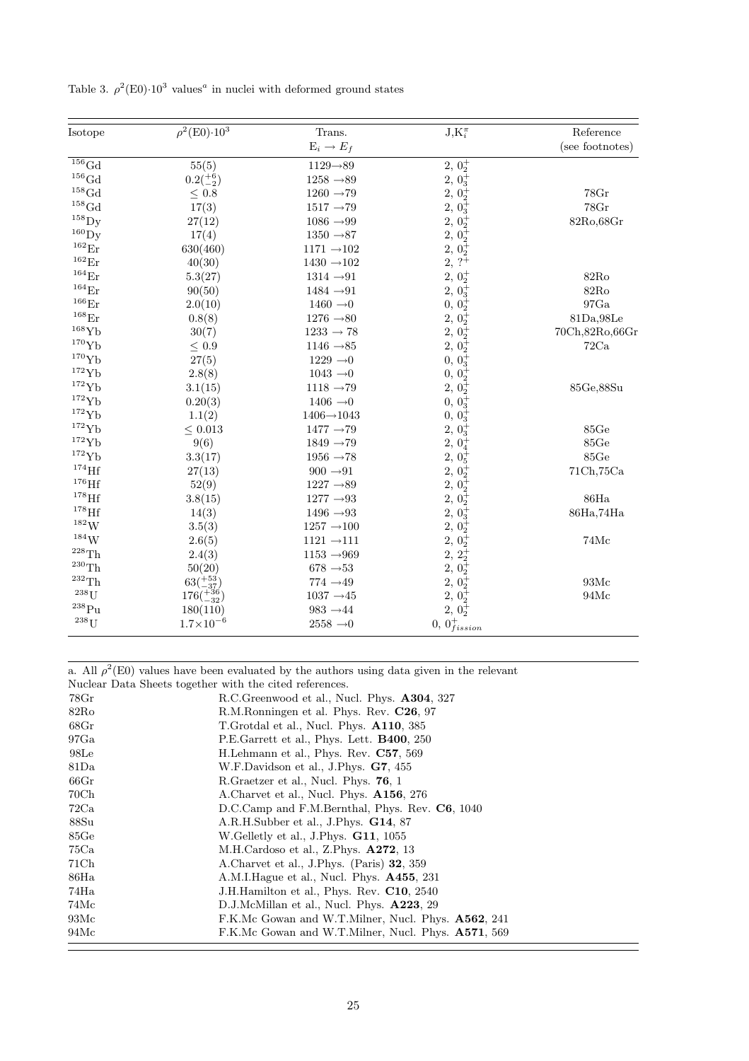Table 3. $\rho^2(E0)\cdot 10^3$ values[a] in nuclei with deformed ground states

| Isotope | $\rho^2(E0)\cdot 10^3$ | Trans. $E_i \rightarrow E_f$ | $J, K_i^\pi$ | Reference (see footnotes) |
|---|---|---|---|---|
| $^{156}$Gd | 55(5) | 1129→89 | 2, $0_2^+$ | |
| $^{156}$Gd | $0.2(^{+6}_{-2})$ | 1258 →89 | 2, $0_3^+$ | |
| $^{158}$Gd | ≤ 0.8 | 1260 →79 | 2, $0_2^+$ | 78Gr |
| $^{158}$Gd | 17(3) | 1517 →79 | 2, $0_3^+$ | 78Gr |
| $^{158}$Dy | 27(12) | 1086 →99 | 2, $0_2^+$ | 82Ro,68Gr |
| $^{160}$Dy | 17(4) | 1350 →87 | 2, $0_2^+$ | |
| $^{162}$Er | 630(460) | 1171 →102 | 2, $0_2^+$ | |
| $^{162}$Er | 40(30) | 1430 →102 | 2, $?^+$ | |
| $^{164}$Er | 5.3(27) | 1314 →91 | 2, $0_2^+$ | 82Ro |
| $^{164}$Er | 90(50) | 1484 →91 | 2, $0_3^+$ | 82Ro |
| $^{166}$Er | 2.0(10) | 1460 →0 | 0, $0_2^+$ | 97Ga |
| $^{168}$Er | 0.8(8) | 1276 →80 | 2, $0_2^+$ | 81Da,98Le |
| $^{168}$Yb | 30(7) | 1233 → 78 | 2, $0_2^+$ | 70Ch,82Ro,66Gr |
| $^{170}$Yb | ≤ 0.9 | 1146 →85 | 2, $0_2^+$ | 72Ca |
| $^{170}$Yb | 27(5) | 1229 →0 | 0, $0_3^+$ | |
| $^{172}$Yb | 2.8(8) | 1043 →0 | 0, $0_2^+$ | |
| $^{172}$Yb | 3.1(15) | 1118 →79 | 2, $0_2^+$ | 85Ge,88Su |
| $^{172}$Yb | 0.20(3) | 1406 →0 | 0, $0_3^+$ | |
| $^{172}$Yb | 1.1(2) | 1406→1043 | 0, $0_3^+$ | |
| $^{172}$Yb | ≤ 0.013 | 1477 →79 | 2, $0_3^+$ | 85Ge |
| $^{172}$Yb | 9(6) | 1849 →79 | 2, $0_4^+$ | 85Ge |
| $^{172}$Yb | 3.3(17) | 1956 →78 | 2, $0_5^+$ | 85Ge |
| $^{174}$Hf | 27(13) | 900 →91 | 2, $0_2^+$ | 71Ch,75Ca |
| $^{176}$Hf | 52(9) | 1227 →89 | 2, $0_2^+$ | |
| $^{178}$Hf | 3.8(15) | 1277 →93 | 2, $0_2^+$ | 86Ha |
| $^{178}$Hf | 14(3) | 1496 →93 | 2, $0_3^+$ | 86Ha,74Ha |
| $^{182}$W | 3.5(3) | 1257 →100 | 2, $0_2^+$ | |
| $^{184}$W | 2.6(5) | 1121 →111 | 2, $0_2^+$ | 74Mc |
| $^{228}$Th | 2.4(3) | 1153 →969 | 2, $2_2^+$ | |
| $^{230}$Th | 50(20) | 678 →53 | 2, $0_2^+$ | |
| $^{232}$Th | $63(^{+53}_{-37})$ | 774 →49 | 2, $0_2^+$ | 93Mc |
| $^{238}$U | $176(^{+36}_{-32})$ | 1037 →45 | 2, $0_2^+$ | 94Mc |
| $^{238}$Pu | 180(110) | 983 →44 | 2, $0_2^+$ | |
| $^{238}$U | $1.7\times10^{-6}$ | 2558 →0 | 0, $0^+_{fission}$ | |

a. All $\rho^2(E0)$ values have been evaluated by the authors using data given in the relevant Nuclear Data Sheets together with the cited references.

| | |
|---|---|
| 78Gr | R.C.Greenwood et al., Nucl. Phys. **A304**, 327 |
| 82Ro | R.M.Ronningen et al. Phys. Rev. **C26**, 97 |
| 68Gr | T.Grotdal et al., Nucl. Phys. **A110**, 385 |
| 97Ga | P.E.Garrett et al., Phys. Lett. **B400**, 250 |
| 98Le | H.Lehmann et al., Phys. Rev. **C57**, 569 |
| 81Da | W.F.Davidson et al., J.Phys. **G7**, 455 |
| 66Gr | R.Graetzer et al., Nucl. Phys. **76**, 1 |
| 70Ch | A.Charvet et al., Nucl. Phys. **A156**, 276 |
| 72Ca | D.C.Camp and F.M.Bernthal, Phys. Rev. **C6**, 1040 |
| 88Su | A.R.H.Subber et al., J.Phys. **G14**, 87 |
| 85Ge | W.Gelletly et al., J.Phys. **G11**, 1055 |
| 75Ca | M.H.Cardoso et al., Z.Phys. **A272**, 13 |
| 71Ch | A.Charvet et al., J.Phys. (Paris) **32**, 359 |
| 86Ha | A.M.I.Hague et al., Nucl. Phys. **A455**, 231 |
| 74Ha | J.H.Hamilton et al., Phys. Rev. **C10**, 2540 |
| 74Mc | D.J.McMillan et al., Nucl. Phys. **A223**, 29 |
| 93Mc | F.K.Mc Gowan and W.T.Milner, Nucl. Phys. **A562**, 241 |
| 94Mc | F.K.Mc Gowan and W.T.Milner, Nucl. Phys. **A571**, 569 |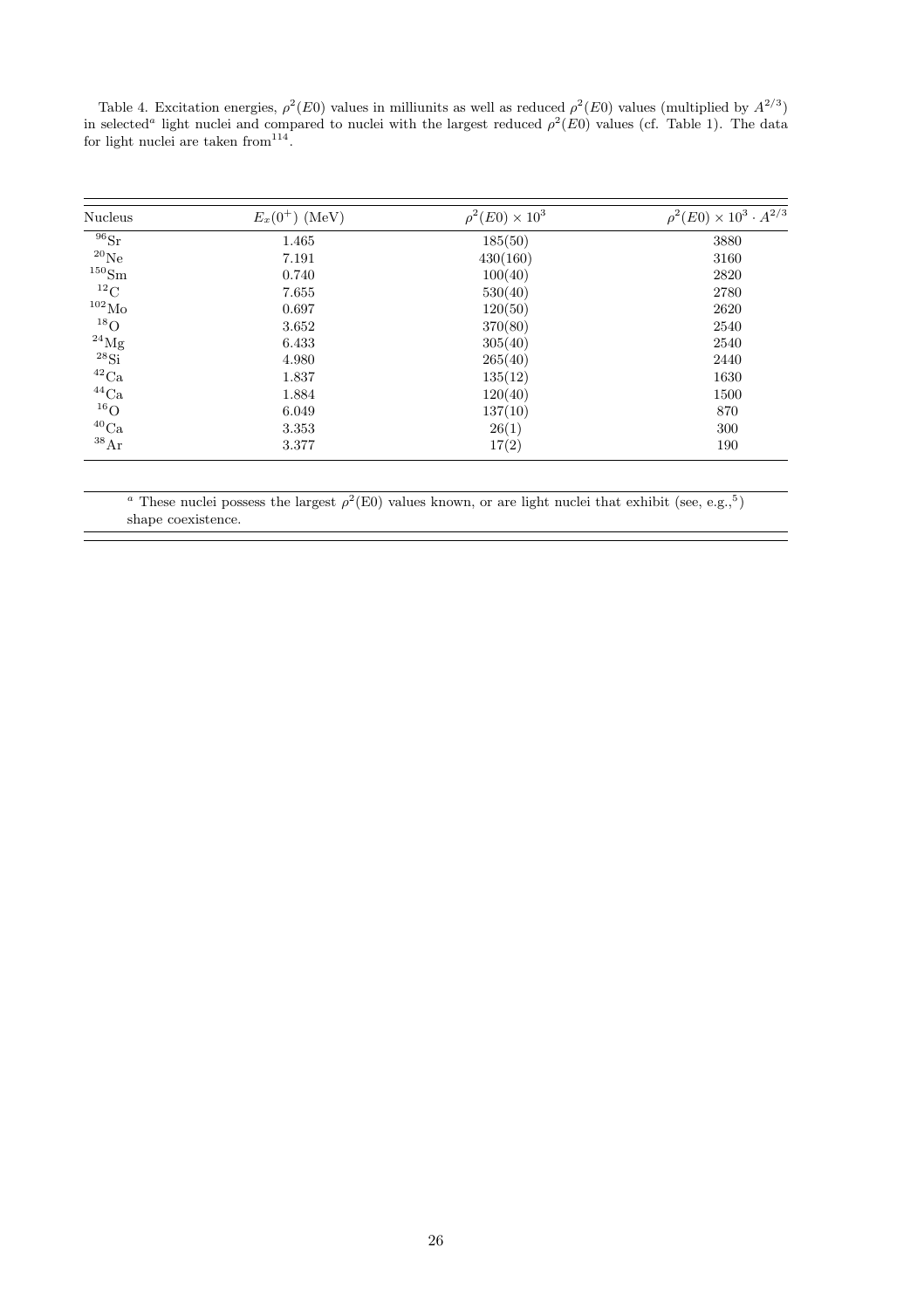Table 4. Excitation energies, $\rho^2(E0)$ values in milliunits as well as reduced $\rho^2(E0)$ values (multiplied by $A^{2/3}$) in selected[a] light nuclei and compared to nuclei with the largest reduced $\rho^2(E0)$ values (cf. Table 1). The data for light nuclei are taken from[114].

| Nucleus | $E_x(0^+)$ (MeV) | $\rho^2(E0) \times 10^3$ | $\rho^2(E0) \times 10^3 \cdot A^{2/3}$ |
|---|---|---|---|
| $^{96}$Sr | 1.465 | 185(50) | 3880 |
| $^{20}$Ne | 7.191 | 430(160) | 3160 |
| $^{150}$Sm | 0.740 | 100(40) | 2820 |
| $^{12}$C | 7.655 | 530(40) | 2780 |
| $^{102}$Mo | 0.697 | 120(50) | 2620 |
| $^{18}$O | 3.652 | 370(80) | 2540 |
| $^{24}$Mg | 6.433 | 305(40) | 2540 |
| $^{28}$Si | 4.980 | 265(40) | 2440 |
| $^{42}$Ca | 1.837 | 135(12) | 1630 |
| $^{44}$Ca | 1.884 | 120(40) | 1500 |
| $^{16}$O | 6.049 | 137(10) | 870 |
| $^{40}$Ca | 3.353 | 26(1) | 300 |
| $^{38}$Ar | 3.377 | 17(2) | 190 |

[a] These nuclei possess the largest $\rho^2$(E0) values known, or are light nuclei that exhibit (see, e.g.,[5]) shape coexistence.